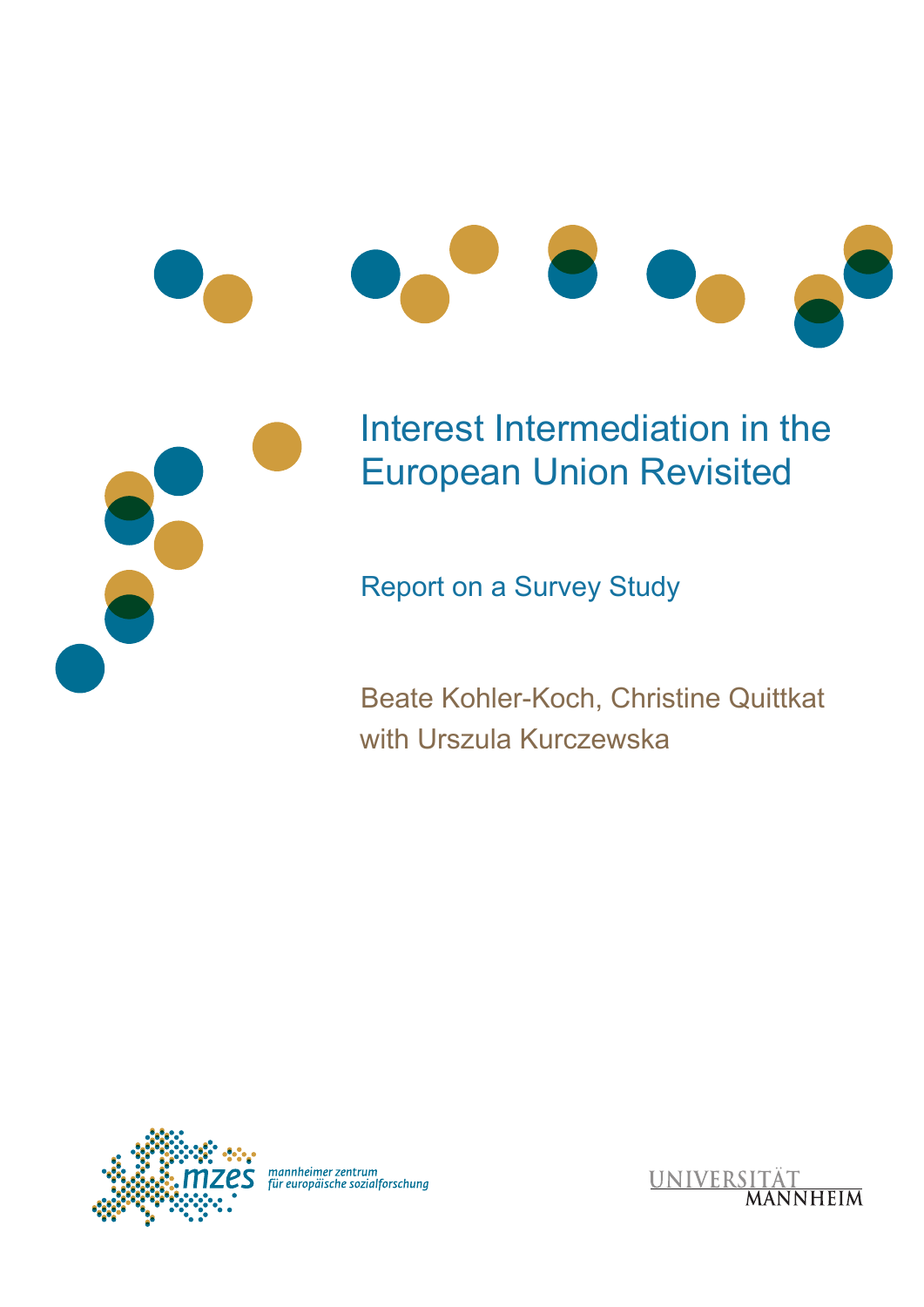# Interest Intermediation in the European Union Revisited

## Report on a Survey Study

Beate Kohler-Koch, Christine Quittkat
with Urszula Kurczewska

mannheimer zentrum
für europäische sozialforschung

UNIVERSITÄT MANNHEIM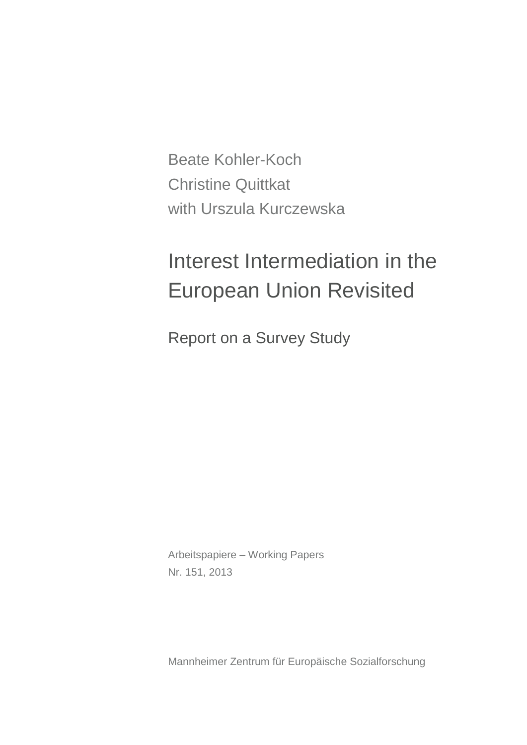Beate Kohler-Koch

Christine Quittkat

with Urszula Kurczewska

# Interest Intermediation in the European Union Revisited

## Report on a Survey Study

Arbeitspapiere – Working Papers

Nr. 151, 2013

Mannheimer Zentrum für Europäische Sozialforschung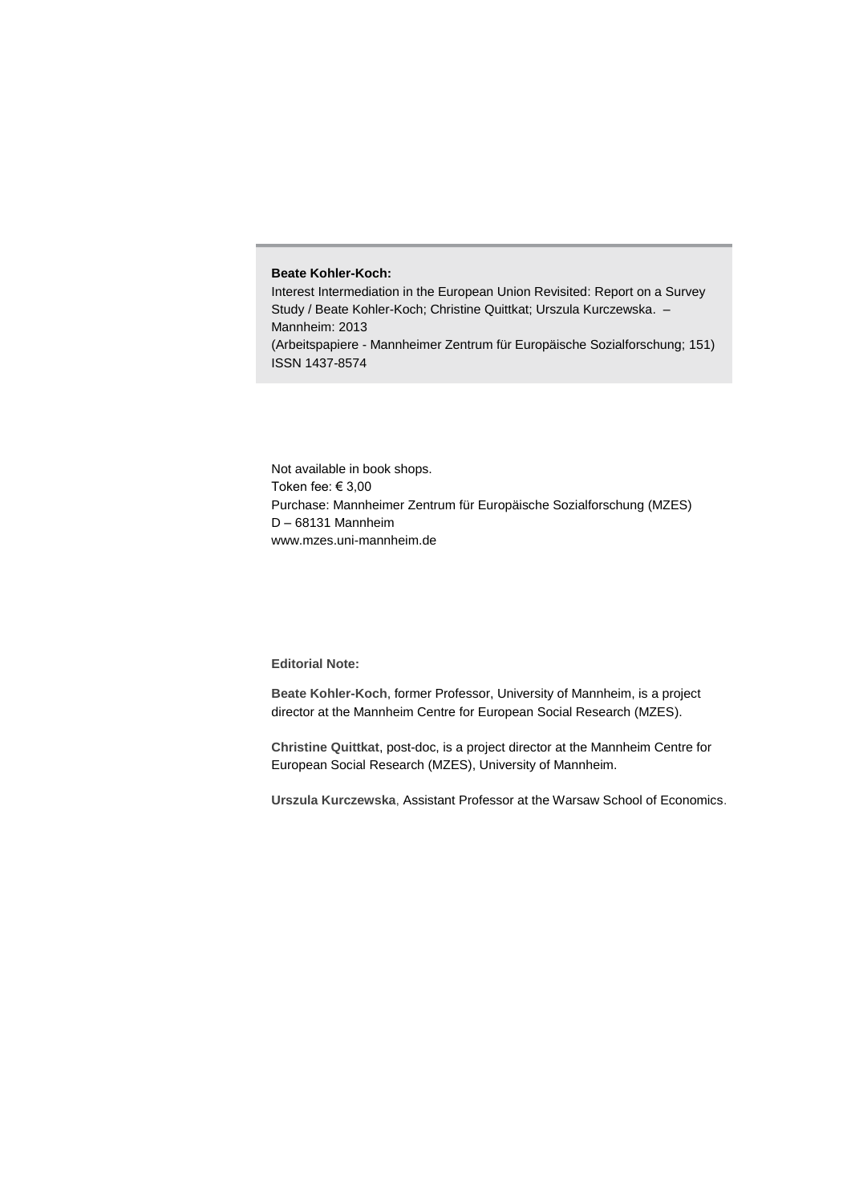**Beate Kohler-Koch:**

Interest Intermediation in the European Union Revisited: Report on a Survey Study / Beate Kohler-Koch; Christine Quittkat; Urszula Kurczewska. – Mannheim: 2013

(Arbeitspapiere - Mannheimer Zentrum für Europäische Sozialforschung; 151)

ISSN 1437-8574

Not available in book shops.
Token fee: € 3,00
Purchase: Mannheimer Zentrum für Europäische Sozialforschung (MZES)
D – 68131 Mannheim
www.mzes.uni-mannheim.de

**Editorial Note:**

**Beate Kohler-Koch**, former Professor, University of Mannheim, is a project director at the Mannheim Centre for European Social Research (MZES).

**Christine Quittkat**, post-doc, is a project director at the Mannheim Centre for European Social Research (MZES), University of Mannheim.

**Urszula Kurczewska**, Assistant Professor at the Warsaw School of Economics.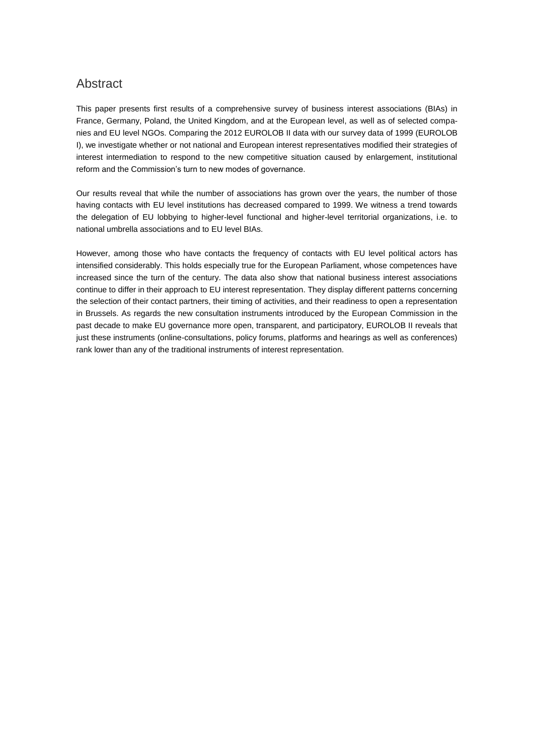## Abstract

This paper presents first results of a comprehensive survey of business interest associations (BIAs) in France, Germany, Poland, the United Kingdom, and at the European level, as well as of selected companies and EU level NGOs. Comparing the 2012 EUROLOB II data with our survey data of 1999 (EUROLOB I), we investigate whether or not national and European interest representatives modified their strategies of interest intermediation to respond to the new competitive situation caused by enlargement, institutional reform and the Commission's turn to new modes of governance.

Our results reveal that while the number of associations has grown over the years, the number of those having contacts with EU level institutions has decreased compared to 1999. We witness a trend towards the delegation of EU lobbying to higher-level functional and higher-level territorial organizations, i.e. to national umbrella associations and to EU level BIAs.

However, among those who have contacts the frequency of contacts with EU level political actors has intensified considerably. This holds especially true for the European Parliament, whose competences have increased since the turn of the century. The data also show that national business interest associations continue to differ in their approach to EU interest representation. They display different patterns concerning the selection of their contact partners, their timing of activities, and their readiness to open a representation in Brussels. As regards the new consultation instruments introduced by the European Commission in the past decade to make EU governance more open, transparent, and participatory, EUROLOB II reveals that just these instruments (online-consultations, policy forums, platforms and hearings as well as conferences) rank lower than any of the traditional instruments of interest representation.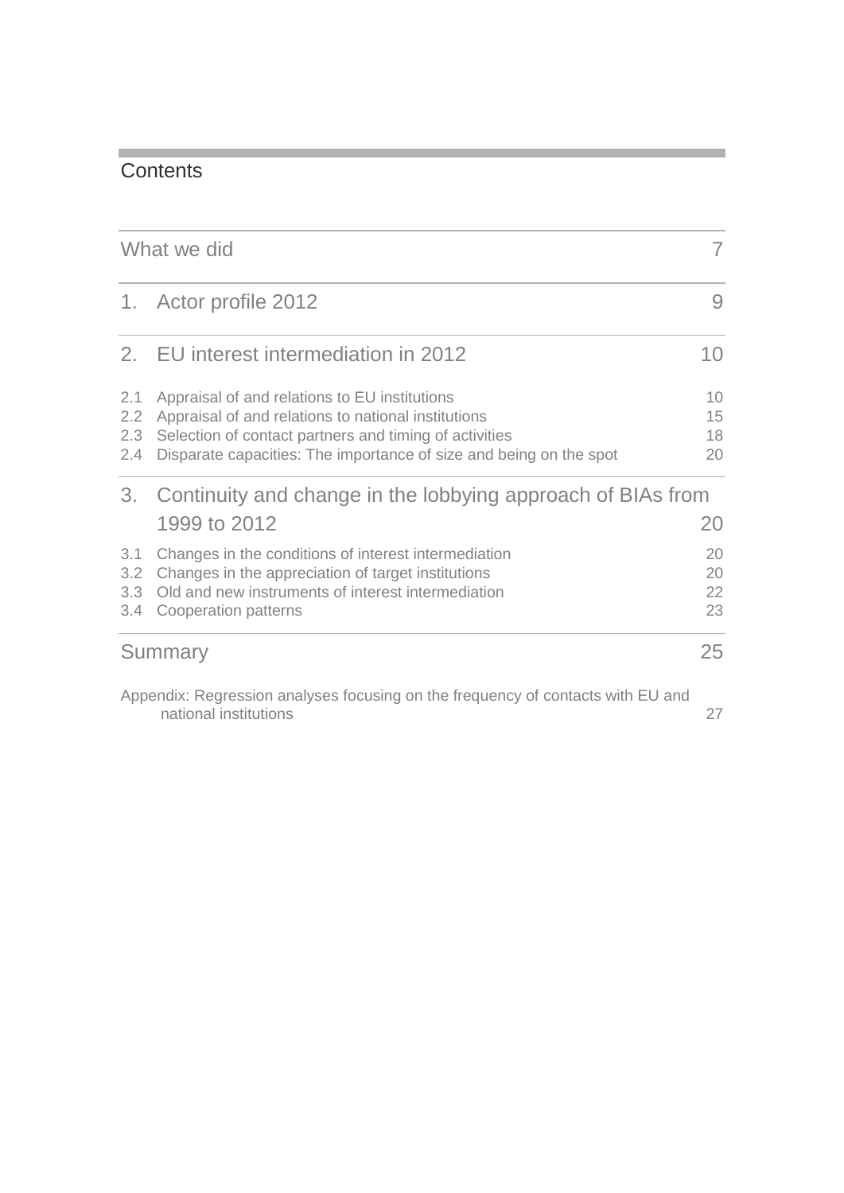# Contents

| | | |
|---|---|---|
| What we did | | 7 |
| 1. | Actor profile 2012 | 9 |
| 2. | EU interest intermediation in 2012 | 10 |
| 2.1 | Appraisal of and relations to EU institutions | 10 |
| 2.2 | Appraisal of and relations to national institutions | 15 |
| 2.3 | Selection of contact partners and timing of activities | 18 |
| 2.4 | Disparate capacities: The importance of size and being on the spot | 20 |
| 3. | Continuity and change in the lobbying approach of BIAs from 1999 to 2012 | 20 |
| 3.1 | Changes in the conditions of interest intermediation | 20 |
| 3.2 | Changes in the appreciation of target institutions | 20 |
| 3.3 | Old and new instruments of interest intermediation | 22 |
| 3.4 | Cooperation patterns | 23 |
| Summary | | 25 |
| Appendix: Regression analyses focusing on the frequency of contacts with EU and national institutions | | 27 |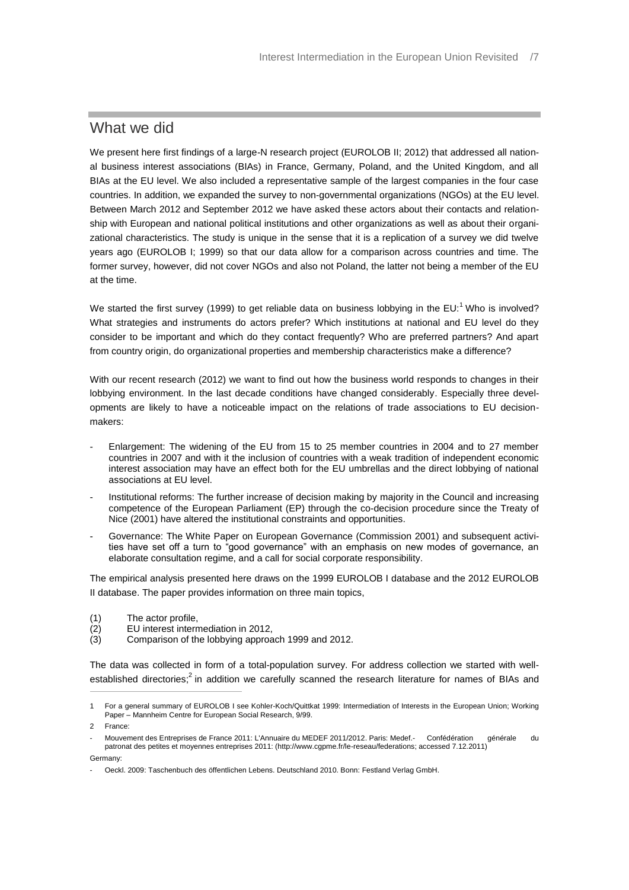## What we did

We present here first findings of a large-N research project (EUROLOB II; 2012) that addressed all national business interest associations (BIAs) in France, Germany, Poland, and the United Kingdom, and all BIAs at the EU level. We also included a representative sample of the largest companies in the four case countries. In addition, we expanded the survey to non-governmental organizations (NGOs) at the EU level. Between March 2012 and September 2012 we have asked these actors about their contacts and relationship with European and national political institutions and other organizations as well as about their organizational characteristics. The study is unique in the sense that it is a replication of a survey we did twelve years ago (EUROLOB I; 1999) so that our data allow for a comparison across countries and time. The former survey, however, did not cover NGOs and also not Poland, the latter not being a member of the EU at the time.

We started the first survey (1999) to get reliable data on business lobbying in the EU:[1] Who is involved? What strategies and instruments do actors prefer? Which institutions at national and EU level do they consider to be important and which do they contact frequently? Who are preferred partners? And apart from country origin, do organizational properties and membership characteristics make a difference?

With our recent research (2012) we want to find out how the business world responds to changes in their lobbying environment. In the last decade conditions have changed considerably. Especially three developments are likely to have a noticeable impact on the relations of trade associations to EU decision-makers:

- Enlargement: The widening of the EU from 15 to 25 member countries in 2004 and to 27 member countries in 2007 and with it the inclusion of countries with a weak tradition of independent economic interest association may have an effect both for the EU umbrellas and the direct lobbying of national associations at EU level.
- Institutional reforms: The further increase of decision making by majority in the Council and increasing competence of the European Parliament (EP) through the co-decision procedure since the Treaty of Nice (2001) have altered the institutional constraints and opportunities.
- Governance: The White Paper on European Governance (Commission 2001) and subsequent activities have set off a turn to "good governance" with an emphasis on new modes of governance, an elaborate consultation regime, and a call for social corporate responsibility.

The empirical analysis presented here draws on the 1999 EUROLOB I database and the 2012 EUROLOB II database. The paper provides information on three main topics,

(1) The actor profile,
(2) EU interest intermediation in 2012,
(3) Comparison of the lobbying approach 1999 and 2012.

The data was collected in form of a total-population survey. For address collection we started with well-established directories;[2] in addition we carefully scanned the research literature for names of BIAs and

---

1 For a general summary of EUROLOB I see Kohler-Koch/Quittkat 1999: Intermediation of Interests in the European Union; Working Paper – Mannheim Centre for European Social Research, 9/99.

2 France:

- Mouvement des Entreprises de France 2011: L'Annuaire du MEDEF 2011/2012. Paris: Medef.- Confédération générale du patronat des petites et moyennes entreprises 2011: (http://www.cgpme.fr/le-reseau/federations; accessed 7.12.2011)

Germany:

- Oeckl. 2009: Taschenbuch des öffentlichen Lebens. Deutschland 2010. Bonn: Festland Verlag GmbH.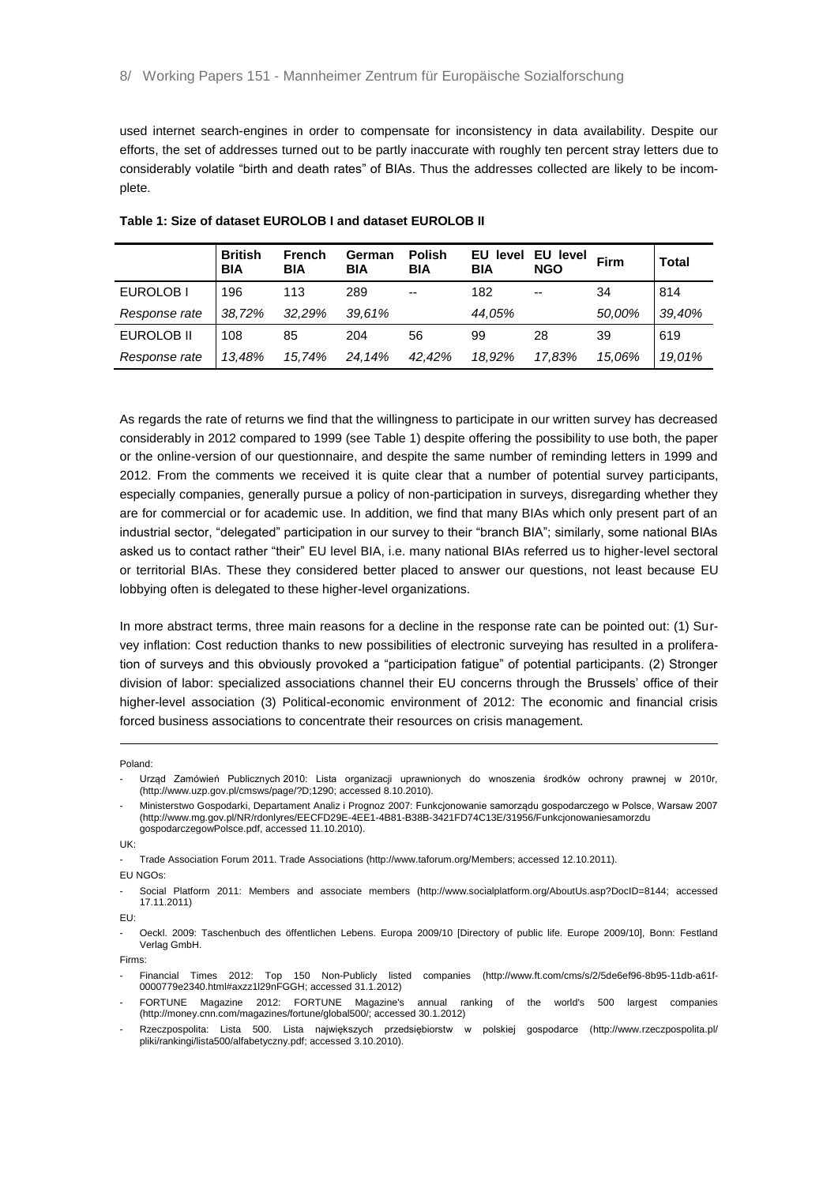used internet search-engines in order to compensate for inconsistency in data availability. Despite our efforts, the set of addresses turned out to be partly inaccurate with roughly ten percent stray letters due to considerably volatile "birth and death rates" of BIAs. Thus the addresses collected are likely to be incomplete.

**Table 1: Size of dataset EUROLOB I and dataset EUROLOB II**

| | British BIA | French BIA | German BIA | Polish BIA | EU level BIA | EU level NGO | Firm | Total |
|---|---|---|---|---|---|---|---|---|
| EUROLOB I | 196 | 113 | 289 | -- | 182 | -- | 34 | 814 |
| *Response rate* | *38,72%* | *32,29%* | *39,61%* | | *44,05%* | | *50,00%* | *39,40%* |
| EUROLOB II | 108 | 85 | 204 | 56 | 99 | 28 | 39 | 619 |
| *Response rate* | *13,48%* | *15,74%* | *24,14%* | *42,42%* | *18,92%* | *17,83%* | *15,06%* | *19,01%* |

As regards the rate of returns we find that the willingness to participate in our written survey has decreased considerably in 2012 compared to 1999 (see Table 1) despite offering the possibility to use both, the paper or the online-version of our questionnaire, and despite the same number of reminding letters in 1999 and 2012. From the comments we received it is quite clear that a number of potential survey participants, especially companies, generally pursue a policy of non-participation in surveys, disregarding whether they are for commercial or for academic use. In addition, we find that many BIAs which only present part of an industrial sector, "delegated" participation in our survey to their "branch BIA"; similarly, some national BIAs asked us to contact rather "their" EU level BIA, i.e. many national BIAs referred us to higher-level sectoral or territorial BIAs. These they considered better placed to answer our questions, not least because EU lobbying often is delegated to these higher-level organizations.

In more abstract terms, three main reasons for a decline in the response rate can be pointed out: (1) Survey inflation: Cost reduction thanks to new possibilities of electronic surveying has resulted in a proliferation of surveys and this obviously provoked a "participation fatigue" of potential participants. (2) Stronger division of labor: specialized associations channel their EU concerns through the Brussels' office of their higher-level association (3) Political-economic environment of 2012: The economic and financial crisis forced business associations to concentrate their resources on crisis management.

---

Poland:

- Urząd Zamówień Publicznych 2010: Lista organizacji uprawnionych do wnoszenia środków ochrony prawnej w 2010r, (http://www.uzp.gov.pl/cmsws/page/?D;1290; accessed 8.10.2010).
- Ministerstwo Gospodarki, Departament Analiz i Prognoz 2007: Funkcjonowanie samorządu gospodarczego w Polsce, Warsaw 2007 (http://www.mg.gov.pl/NR/rdonlyres/EECFD29E-4EE1-4B81-B38B-3421FD74C13E/31956/Funkcjonowaniesamorzdu gospodarczegowPolsce.pdf, accessed 11.10.2010).

UK:

- Trade Association Forum 2011. Trade Associations (http://www.taforum.org/Members; accessed 12.10.2011).

EU NGOs:

- Social Platform 2011: Members and associate members (http://www.socialplatform.org/AboutUs.asp?DocID=8144; accessed 17.11.2011)

EU:

- Oeckl. 2009: Taschenbuch des öffentlichen Lebens. Europa 2009/10 [Directory of public life. Europe 2009/10], Bonn: Festland Verlag GmbH.

Firms:

- Financial Times 2012: Top 150 Non-Publicly listed companies (http://www.ft.com/cms/s/2/5de6ef96-8b95-11db-a61f-0000779e2340.html#axzz1l29nFGGH; accessed 31.1.2012)
- FORTUNE Magazine 2012: FORTUNE Magazine's annual ranking of the world's 500 largest companies (http://money.cnn.com/magazines/fortune/global500/; accessed 30.1.2012)
- Rzeczpospolita: Lista 500. Lista największych przedsiębiorstw w polskiej gospodarce (http://www.rzeczpospolita.pl/pliki/rankingi/lista500/alfabetyczny.pdf; accessed 3.10.2010).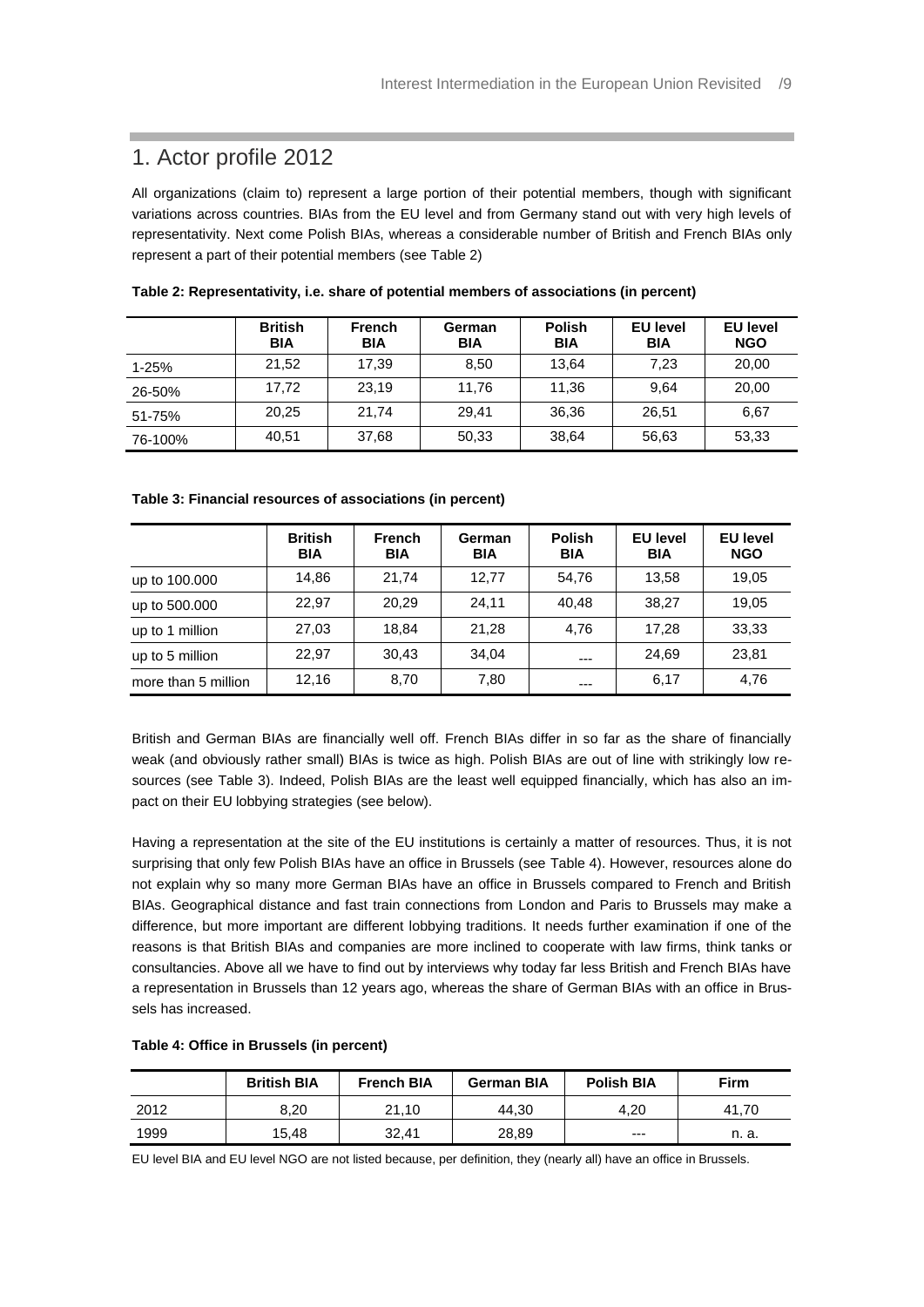## 1. Actor profile 2012

All organizations (claim to) represent a large portion of their potential members, though with significant variations across countries. BIAs from the EU level and from Germany stand out with very high levels of representativity. Next come Polish BIAs, whereas a considerable number of British and French BIAs only represent a part of their potential members (see Table 2)

**Table 2: Representativity, i.e. share of potential members of associations (in percent)**

| | British BIA | French BIA | German BIA | Polish BIA | EU level BIA | EU level NGO |
|---|---|---|---|---|---|---|
| 1-25% | 21,52 | 17,39 | 8,50 | 13,64 | 7,23 | 20,00 |
| 26-50% | 17,72 | 23,19 | 11,76 | 11,36 | 9,64 | 20,00 |
| 51-75% | 20,25 | 21,74 | 29,41 | 36,36 | 26,51 | 6,67 |
| 76-100% | 40,51 | 37,68 | 50,33 | 38,64 | 56,63 | 53,33 |

**Table 3: Financial resources of associations (in percent)**

| | British BIA | French BIA | German BIA | Polish BIA | EU level BIA | EU level NGO |
|---|---|---|---|---|---|---|
| up to 100.000 | 14,86 | 21,74 | 12,77 | 54,76 | 13,58 | 19,05 |
| up to 500.000 | 22,97 | 20,29 | 24,11 | 40,48 | 38,27 | 19,05 |
| up to 1 million | 27,03 | 18,84 | 21,28 | 4,76 | 17,28 | 33,33 |
| up to 5 million | 22,97 | 30,43 | 34,04 | --- | 24,69 | 23,81 |
| more than 5 million | 12,16 | 8,70 | 7,80 | --- | 6,17 | 4,76 |

British and German BIAs are financially well off. French BIAs differ in so far as the share of financially weak (and obviously rather small) BIAs is twice as high. Polish BIAs are out of line with strikingly low resources (see Table 3). Indeed, Polish BIAs are the least well equipped financially, which has also an impact on their EU lobbying strategies (see below).

Having a representation at the site of the EU institutions is certainly a matter of resources. Thus, it is not surprising that only few Polish BIAs have an office in Brussels (see Table 4). However, resources alone do not explain why so many more German BIAs have an office in Brussels compared to French and British BIAs. Geographical distance and fast train connections from London and Paris to Brussels may make a difference, but more important are different lobbying traditions. It needs further examination if one of the reasons is that British BIAs and companies are more inclined to cooperate with law firms, think tanks or consultancies. Above all we have to find out by interviews why today far less British and French BIAs have a representation in Brussels than 12 years ago, whereas the share of German BIAs with an office in Brussels has increased.

**Table 4: Office in Brussels (in percent)**

| | British BIA | French BIA | German BIA | Polish BIA | Firm |
|---|---|---|---|---|---|
| 2012 | 8,20 | 21,10 | 44,30 | 4,20 | 41,70 |
| 1999 | 15,48 | 32,41 | 28,89 | --- | n. a. |

EU level BIA and EU level NGO are not listed because, per definition, they (nearly all) have an office in Brussels.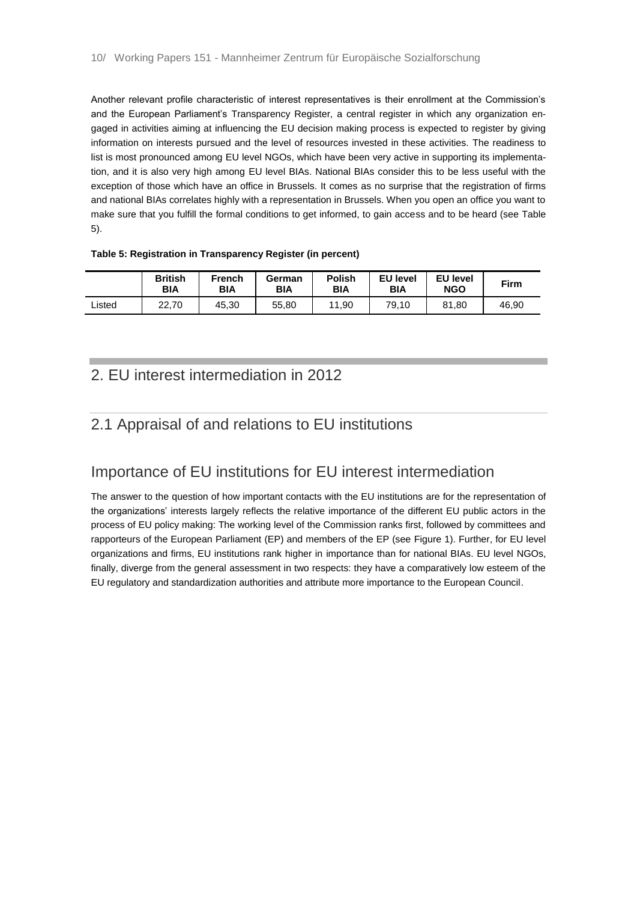Another relevant profile characteristic of interest representatives is their enrollment at the Commission's and the European Parliament's Transparency Register, a central register in which any organization engaged in activities aiming at influencing the EU decision making process is expected to register by giving information on interests pursued and the level of resources invested in these activities. The readiness to list is most pronounced among EU level NGOs, which have been very active in supporting its implementation, and it is also very high among EU level BIAs. National BIAs consider this to be less useful with the exception of those which have an office in Brussels. It comes as no surprise that the registration of firms and national BIAs correlates highly with a representation in Brussels. When you open an office you want to make sure that you fulfill the formal conditions to get informed, to gain access and to be heard (see Table 5).

**Table 5: Registration in Transparency Register (in percent)**

| | British BIA | French BIA | German BIA | Polish BIA | EU level BIA | EU level NGO | Firm |
|---|---|---|---|---|---|---|---|
| Listed | 22,70 | 45,30 | 55,80 | 11,90 | 79,10 | 81,80 | 46,90 |

# 2. EU interest intermediation in 2012

## 2.1 Appraisal of and relations to EU institutions

### Importance of EU institutions for EU interest intermediation

The answer to the question of how important contacts with the EU institutions are for the representation of the organizations' interests largely reflects the relative importance of the different EU public actors in the process of EU policy making: The working level of the Commission ranks first, followed by committees and rapporteurs of the European Parliament (EP) and members of the EP (see Figure 1). Further, for EU level organizations and firms, EU institutions rank higher in importance than for national BIAs. EU level NGOs, finally, diverge from the general assessment in two respects: they have a comparatively low esteem of the EU regulatory and standardization authorities and attribute more importance to the European Council.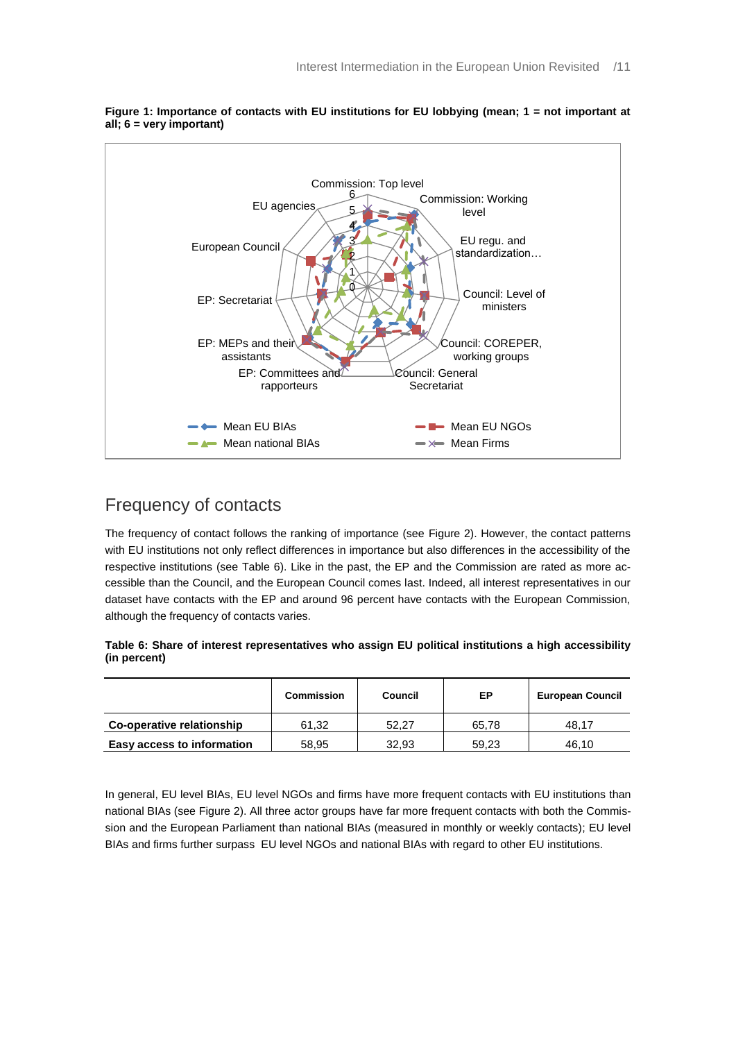**Figure 1: Importance of contacts with EU institutions for EU lobbying (mean; 1 = not important at all; 6 = very important)**

## Frequency of contacts

The frequency of contact follows the ranking of importance (see Figure 2). However, the contact patterns with EU institutions not only reflect differences in importance but also differences in the accessibility of the respective institutions (see Table 6). Like in the past, the EP and the Commission are rated as more accessible than the Council, and the European Council comes last. Indeed, all interest representatives in our dataset have contacts with the EP and around 96 percent have contacts with the European Commission, although the frequency of contacts varies.

**Table 6: Share of interest representatives who assign EU political institutions a high accessibility (in percent)**

| | Commission | Council | EP | European Council |
|---|---|---|---|---|
| **Co-operative relationship** | 61,32 | 52,27 | 65,78 | 48,17 |
| **Easy access to information** | 58,95 | 32,93 | 59,23 | 46,10 |

In general, EU level BIAs, EU level NGOs and firms have more frequent contacts with EU institutions than national BIAs (see Figure 2). All three actor groups have far more frequent contacts with both the Commission and the European Parliament than national BIAs (measured in monthly or weekly contacts); EU level BIAs and firms further surpass EU level NGOs and national BIAs with regard to other EU institutions.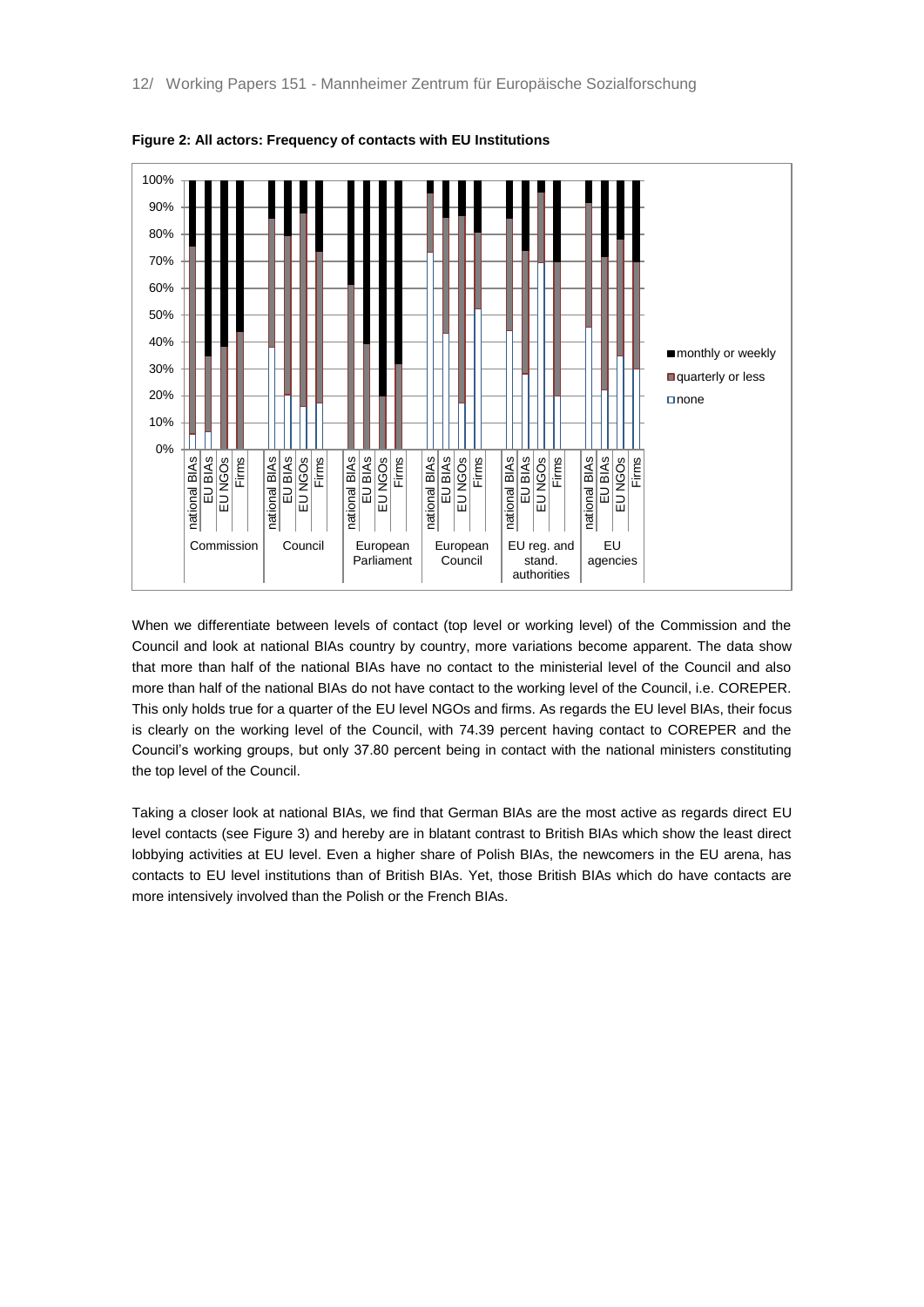**Figure 2: All actors: Frequency of contacts with EU Institutions**

When we differentiate between levels of contact (top level or working level) of the Commission and the Council and look at national BIAs country by country, more variations become apparent. The data show that more than half of the national BIAs have no contact to the ministerial level of the Council and also more than half of the national BIAs do not have contact to the working level of the Council, i.e. COREPER. This only holds true for a quarter of the EU level NGOs and firms. As regards the EU level BIAs, their focus is clearly on the working level of the Council, with 74.39 percent having contact to COREPER and the Council's working groups, but only 37.80 percent being in contact with the national ministers constituting the top level of the Council.

Taking a closer look at national BIAs, we find that German BIAs are the most active as regards direct EU level contacts (see Figure 3) and hereby are in blatant contrast to British BIAs which show the least direct lobbying activities at EU level. Even a higher share of Polish BIAs, the newcomers in the EU arena, has contacts to EU level institutions than of British BIAs. Yet, those British BIAs which do have contacts are more intensively involved than the Polish or the French BIAs.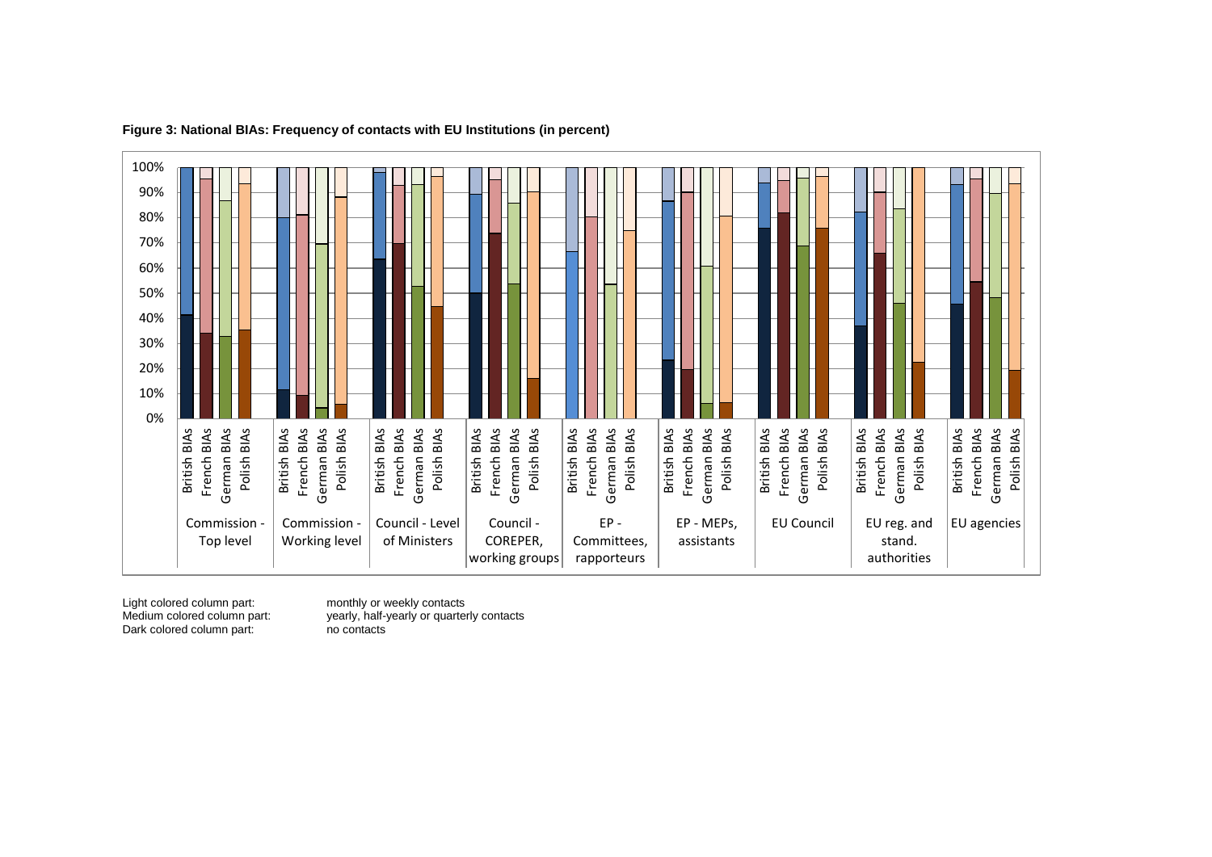**Figure 3: National BIAs: Frequency of contacts with EU Institutions (in percent)**

Light colored column part: monthly or weekly contacts
Medium colored column part: yearly, half-yearly or quarterly contacts
Dark colored column part: no contacts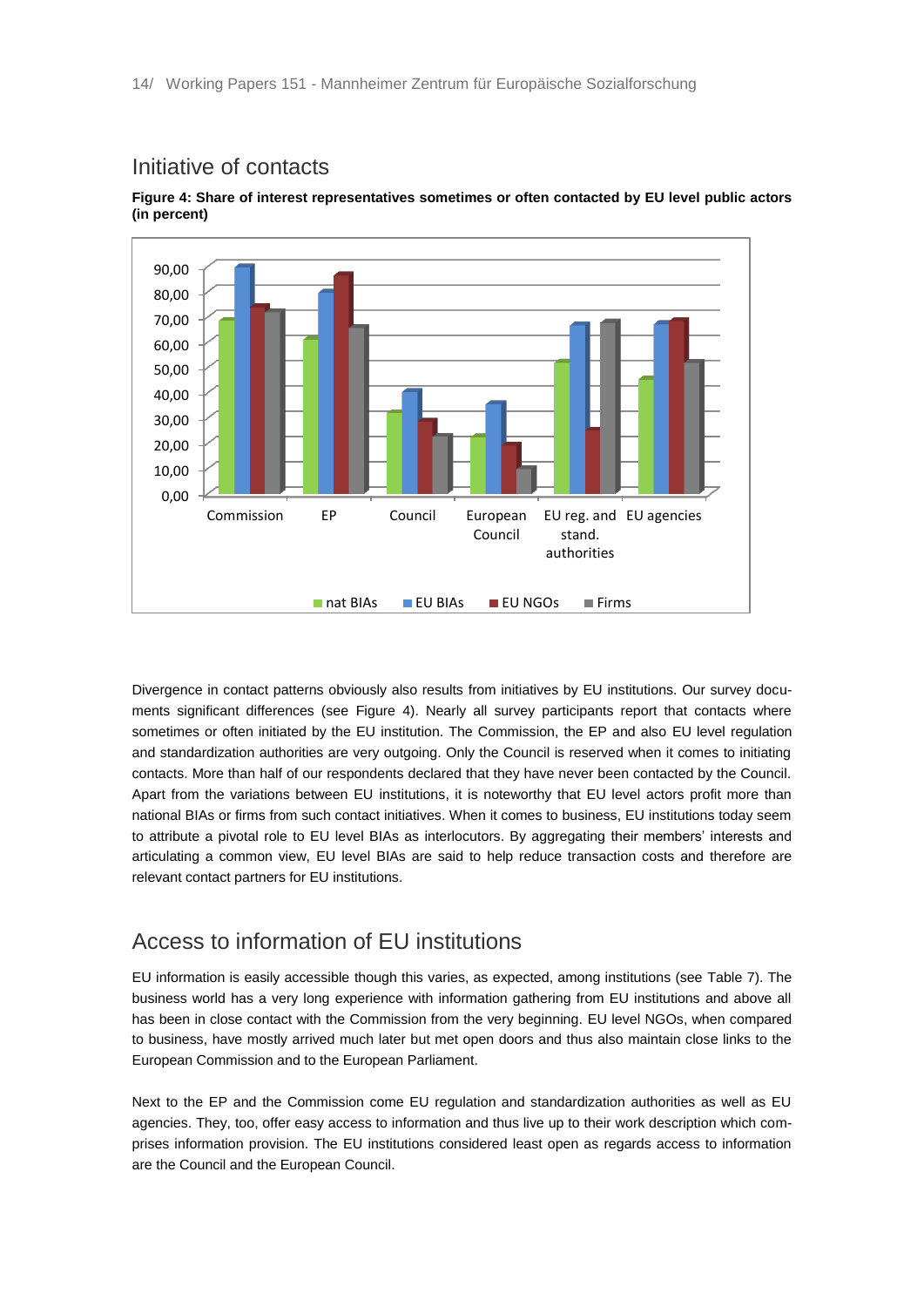## Initiative of contacts

**Figure 4: Share of interest representatives sometimes or often contacted by EU level public actors (in percent)**

Divergence in contact patterns obviously also results from initiatives by EU institutions. Our survey documents significant differences (see Figure 4). Nearly all survey participants report that contacts where sometimes or often initiated by the EU institution. The Commission, the EP and also EU level regulation and standardization authorities are very outgoing. Only the Council is reserved when it comes to initiating contacts. More than half of our respondents declared that they have never been contacted by the Council. Apart from the variations between EU institutions, it is noteworthy that EU level actors profit more than national BIAs or firms from such contact initiatives. When it comes to business, EU institutions today seem to attribute a pivotal role to EU level BIAs as interlocutors. By aggregating their members' interests and articulating a common view, EU level BIAs are said to help reduce transaction costs and therefore are relevant contact partners for EU institutions.

## Access to information of EU institutions

EU information is easily accessible though this varies, as expected, among institutions (see Table 7). The business world has a very long experience with information gathering from EU institutions and above all has been in close contact with the Commission from the very beginning. EU level NGOs, when compared to business, have mostly arrived much later but met open doors and thus also maintain close links to the European Commission and to the European Parliament.

Next to the EP and the Commission come EU regulation and standardization authorities as well as EU agencies. They, too, offer easy access to information and thus live up to their work description which comprises information provision. The EU institutions considered least open as regards access to information are the Council and the European Council.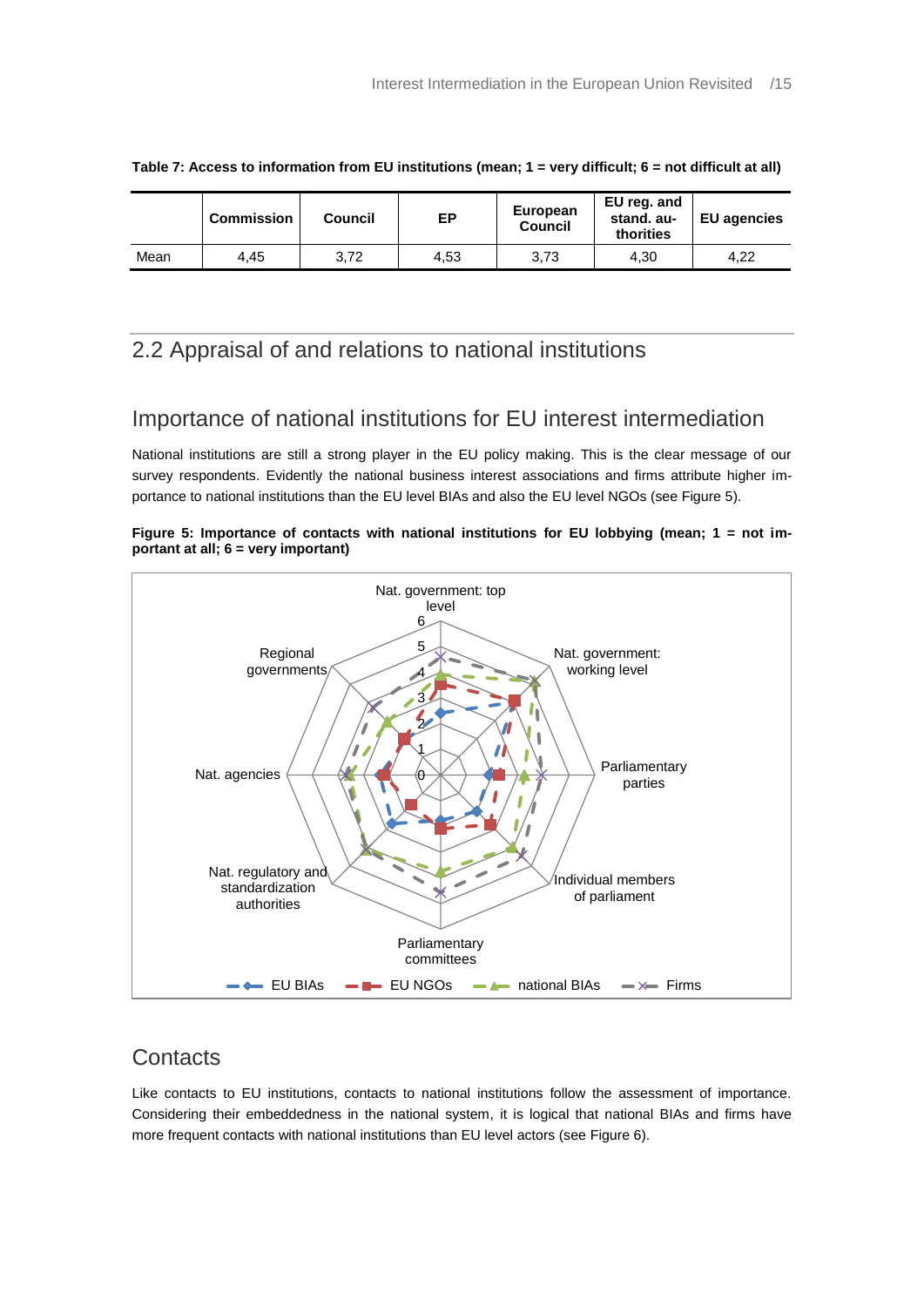**Table 7: Access to information from EU institutions (mean; 1 = very difficult; 6 = not difficult at all)**

| | Commission | Council | EP | European Council | EU reg. and stand. au-thorities | EU agencies |
|---|---|---|---|---|---|---|
| Mean | 4,45 | 3,72 | 4,53 | 3,73 | 4,30 | 4,22 |

## 2.2 Appraisal of and relations to national institutions

### Importance of national institutions for EU interest intermediation

National institutions are still a strong player in the EU policy making. This is the clear message of our survey respondents. Evidently the national business interest associations and firms attribute higher importance to national institutions than the EU level BIAs and also the EU level NGOs (see Figure 5).

**Figure 5: Importance of contacts with national institutions for EU lobbying (mean; 1 = not important at all; 6 = very important)**

### Contacts

Like contacts to EU institutions, contacts to national institutions follow the assessment of importance. Considering their embeddedness in the national system, it is logical that national BIAs and firms have more frequent contacts with national institutions than EU level actors (see Figure 6).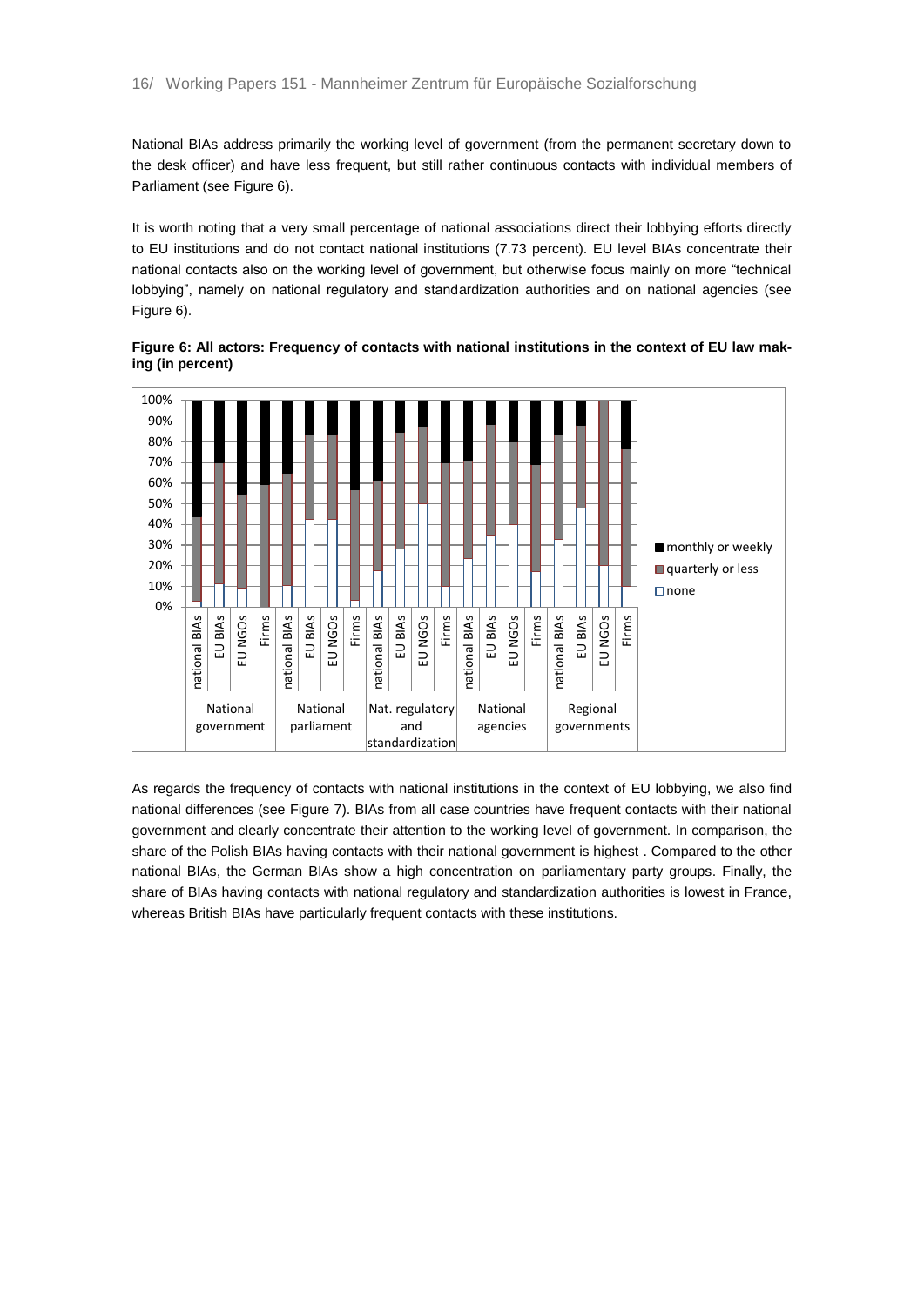National BIAs address primarily the working level of government (from the permanent secretary down to the desk officer) and have less frequent, but still rather continuous contacts with individual members of Parliament (see Figure 6).

It is worth noting that a very small percentage of national associations direct their lobbying efforts directly to EU institutions and do not contact national institutions (7.73 percent). EU level BIAs concentrate their national contacts also on the working level of government, but otherwise focus mainly on more "technical lobbying", namely on national regulatory and standardization authorities and on national agencies (see Figure 6).

**Figure 6: All actors: Frequency of contacts with national institutions in the context of EU law making (in percent)**

As regards the frequency of contacts with national institutions in the context of EU lobbying, we also find national differences (see Figure 7). BIAs from all case countries have frequent contacts with their national government and clearly concentrate their attention to the working level of government. In comparison, the share of the Polish BIAs having contacts with their national government is highest . Compared to the other national BIAs, the German BIAs show a high concentration on parliamentary party groups. Finally, the share of BIAs having contacts with national regulatory and standardization authorities is lowest in France, whereas British BIAs have particularly frequent contacts with these institutions.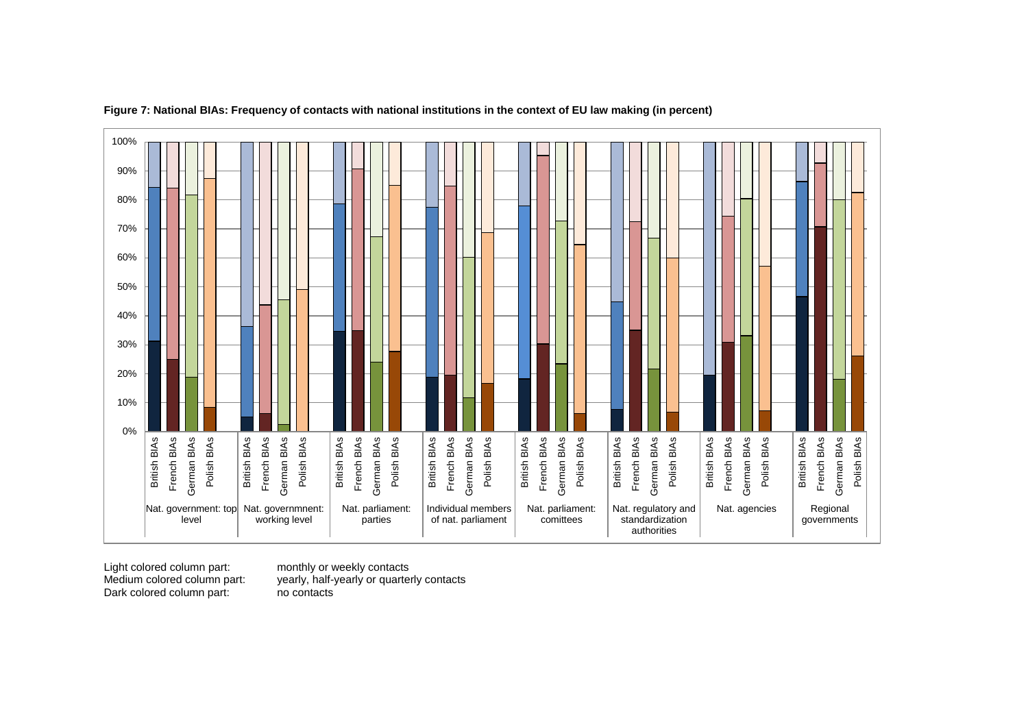**Figure 7: National BIAs: Frequency of contacts with national institutions in the context of EU law making (in percent)**

Light colored column part: monthly or weekly contacts
Medium colored column part: yearly, half-yearly or quarterly contacts
Dark colored column part: no contacts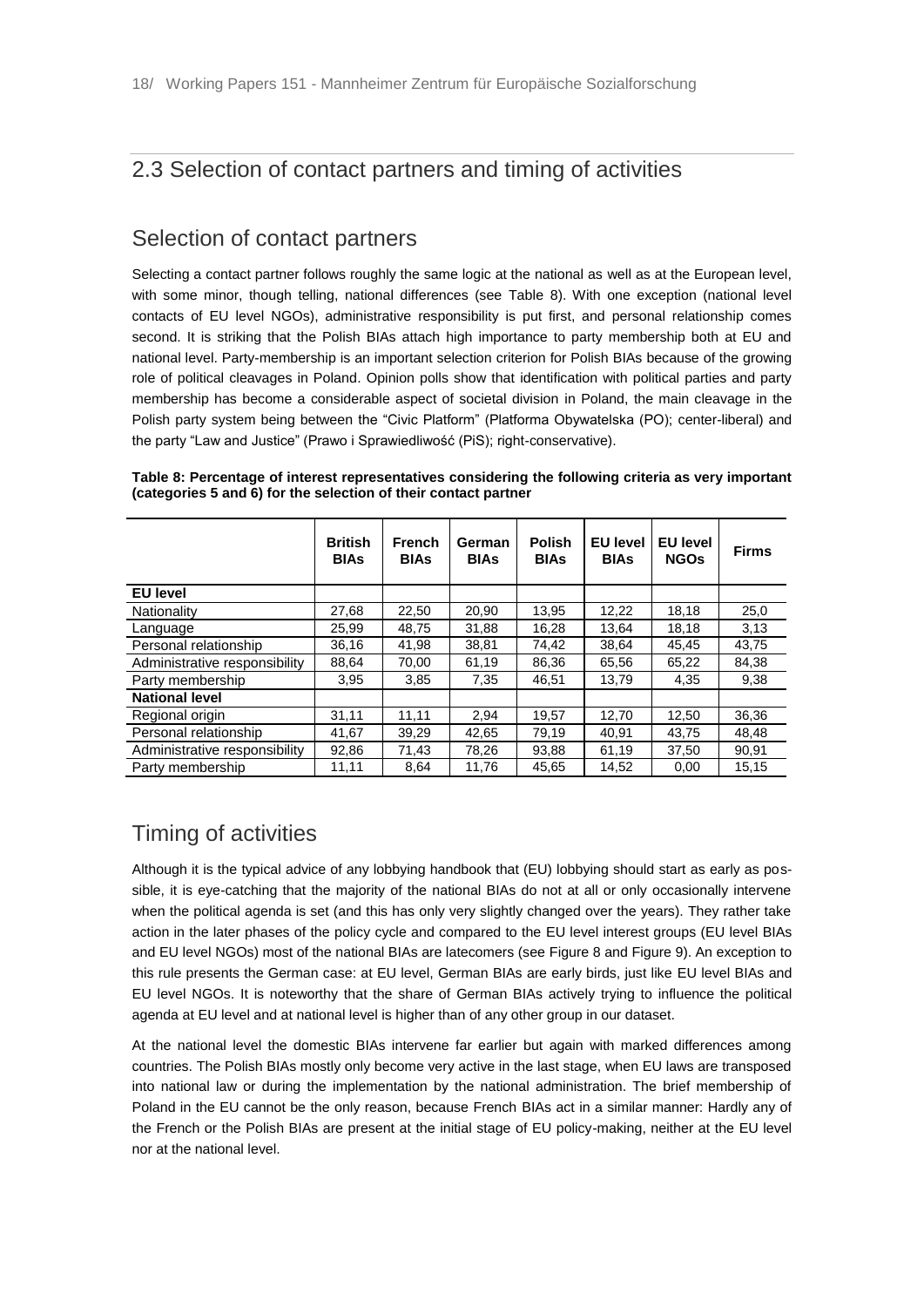## 2.3 Selection of contact partners and timing of activities

### Selection of contact partners

Selecting a contact partner follows roughly the same logic at the national as well as at the European level, with some minor, though telling, national differences (see Table 8). With one exception (national level contacts of EU level NGOs), administrative responsibility is put first, and personal relationship comes second. It is striking that the Polish BIAs attach high importance to party membership both at EU and national level. Party-membership is an important selection criterion for Polish BIAs because of the growing role of political cleavages in Poland. Opinion polls show that identification with political parties and party membership has become a considerable aspect of societal division in Poland, the main cleavage in the Polish party system being between the "Civic Platform" (Platforma Obywatelska (PO); center-liberal) and the party "Law and Justice" (Prawo i Sprawiedliwość (PiS); right-conservative).

**Table 8: Percentage of interest representatives considering the following criteria as very important (categories 5 and 6) for the selection of their contact partner**

| | British BIAs | French BIAs | German BIAs | Polish BIAs | EU level BIAs | EU level NGOs | Firms |
|---|---|---|---|---|---|---|---|
| **EU level** | | | | | | | |
| Nationality | 27,68 | 22,50 | 20,90 | 13,95 | 12,22 | 18,18 | 25,0 |
| Language | 25,99 | 48,75 | 31,88 | 16,28 | 13,64 | 18,18 | 3,13 |
| Personal relationship | 36,16 | 41,98 | 38,81 | 74,42 | 38,64 | 45,45 | 43,75 |
| Administrative responsibility | 88,64 | 70,00 | 61,19 | 86,36 | 65,56 | 65,22 | 84,38 |
| Party membership | 3,95 | 3,85 | 7,35 | 46,51 | 13,79 | 4,35 | 9,38 |
| **National level** | | | | | | | |
| Regional origin | 31,11 | 11,11 | 2,94 | 19,57 | 12,70 | 12,50 | 36,36 |
| Personal relationship | 41,67 | 39,29 | 42,65 | 79,19 | 40,91 | 43,75 | 48,48 |
| Administrative responsibility | 92,86 | 71,43 | 78,26 | 93,88 | 61,19 | 37,50 | 90,91 |
| Party membership | 11,11 | 8,64 | 11,76 | 45,65 | 14,52 | 0,00 | 15,15 |

### Timing of activities

Although it is the typical advice of any lobbying handbook that (EU) lobbying should start as early as possible, it is eye-catching that the majority of the national BIAs do not at all or only occasionally intervene when the political agenda is set (and this has only very slightly changed over the years). They rather take action in the later phases of the policy cycle and compared to the EU level interest groups (EU level BIAs and EU level NGOs) most of the national BIAs are latecomers (see Figure 8 and Figure 9). An exception to this rule presents the German case: at EU level, German BIAs are early birds, just like EU level BIAs and EU level NGOs. It is noteworthy that the share of German BIAs actively trying to influence the political agenda at EU level and at national level is higher than of any other group in our dataset.

At the national level the domestic BIAs intervene far earlier but again with marked differences among countries. The Polish BIAs mostly only become very active in the last stage, when EU laws are transposed into national law or during the implementation by the national administration. The brief membership of Poland in the EU cannot be the only reason, because French BIAs act in a similar manner: Hardly any of the French or the Polish BIAs are present at the initial stage of EU policy-making, neither at the EU level nor at the national level.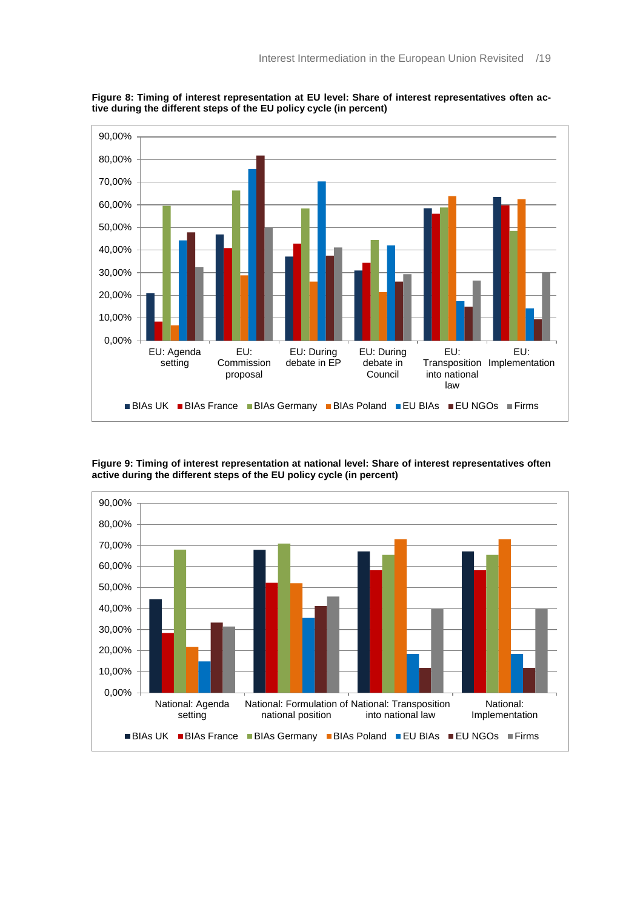**Figure 8: Timing of interest representation at EU level: Share of interest representatives often active during the different steps of the EU policy cycle (in percent)**

**Figure 9: Timing of interest representation at national level: Share of interest representatives often active during the different steps of the EU policy cycle (in percent)**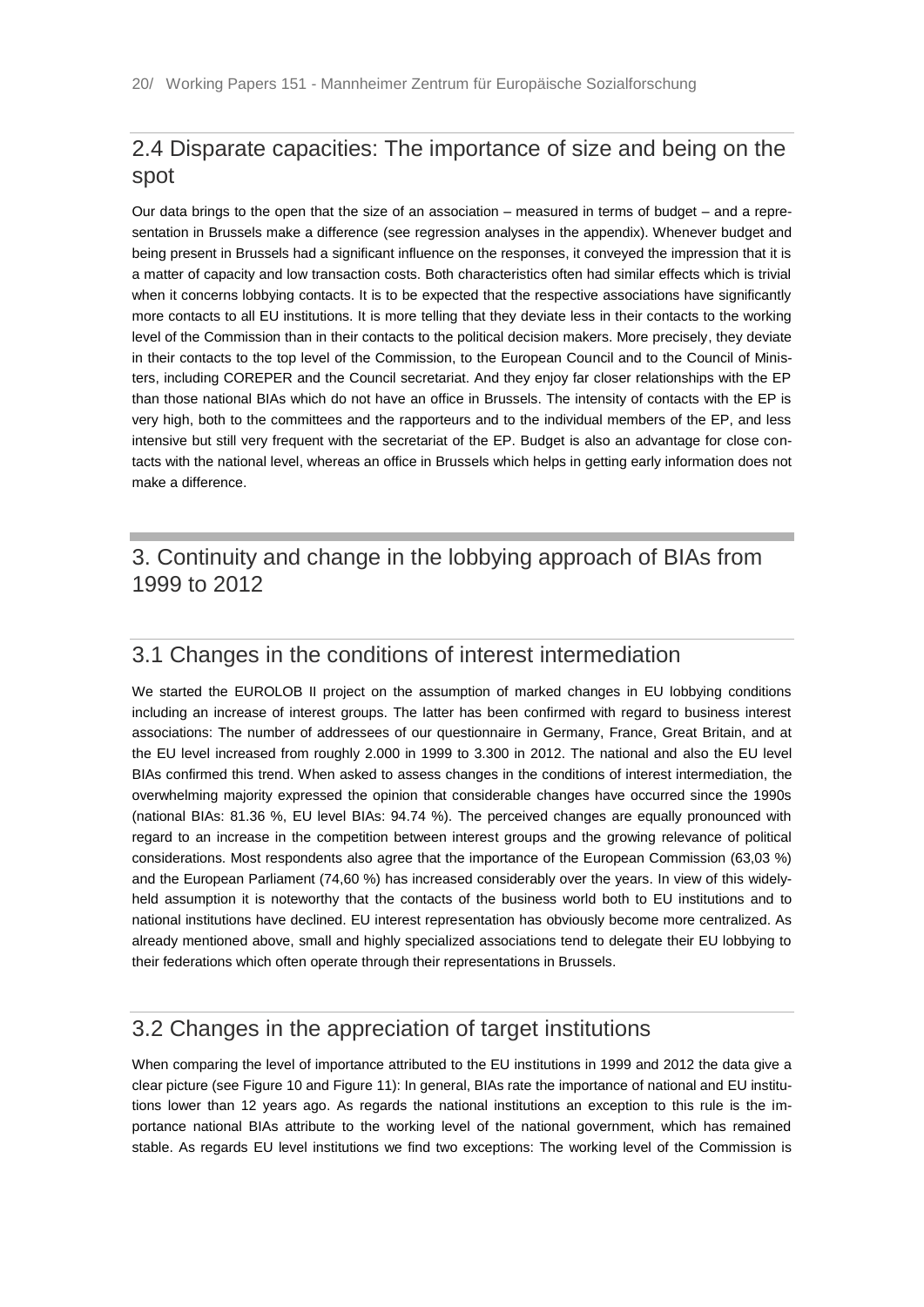## 2.4 Disparate capacities: The importance of size and being on the spot

Our data brings to the open that the size of an association – measured in terms of budget – and a representation in Brussels make a difference (see regression analyses in the appendix). Whenever budget and being present in Brussels had a significant influence on the responses, it conveyed the impression that it is a matter of capacity and low transaction costs. Both characteristics often had similar effects which is trivial when it concerns lobbying contacts. It is to be expected that the respective associations have significantly more contacts to all EU institutions. It is more telling that they deviate less in their contacts to the working level of the Commission than in their contacts to the political decision makers. More precisely, they deviate in their contacts to the top level of the Commission, to the European Council and to the Council of Ministers, including COREPER and the Council secretariat. And they enjoy far closer relationships with the EP than those national BIAs which do not have an office in Brussels. The intensity of contacts with the EP is very high, both to the committees and the rapporteurs and to the individual members of the EP, and less intensive but still very frequent with the secretariat of the EP. Budget is also an advantage for close contacts with the national level, whereas an office in Brussels which helps in getting early information does not make a difference.

# 3. Continuity and change in the lobbying approach of BIAs from 1999 to 2012

## 3.1 Changes in the conditions of interest intermediation

We started the EUROLOB II project on the assumption of marked changes in EU lobbying conditions including an increase of interest groups. The latter has been confirmed with regard to business interest associations: The number of addressees of our questionnaire in Germany, France, Great Britain, and at the EU level increased from roughly 2.000 in 1999 to 3.300 in 2012. The national and also the EU level BIAs confirmed this trend. When asked to assess changes in the conditions of interest intermediation, the overwhelming majority expressed the opinion that considerable changes have occurred since the 1990s (national BIAs: 81.36 %, EU level BIAs: 94.74 %). The perceived changes are equally pronounced with regard to an increase in the competition between interest groups and the growing relevance of political considerations. Most respondents also agree that the importance of the European Commission (63,03 %) and the European Parliament (74,60 %) has increased considerably over the years. In view of this widely-held assumption it is noteworthy that the contacts of the business world both to EU institutions and to national institutions have declined. EU interest representation has obviously become more centralized. As already mentioned above, small and highly specialized associations tend to delegate their EU lobbying to their federations which often operate through their representations in Brussels.

## 3.2 Changes in the appreciation of target institutions

When comparing the level of importance attributed to the EU institutions in 1999 and 2012 the data give a clear picture (see Figure 10 and Figure 11): In general, BIAs rate the importance of national and EU institutions lower than 12 years ago. As regards the national institutions an exception to this rule is the importance national BIAs attribute to the working level of the national government, which has remained stable. As regards EU level institutions we find two exceptions: The working level of the Commission is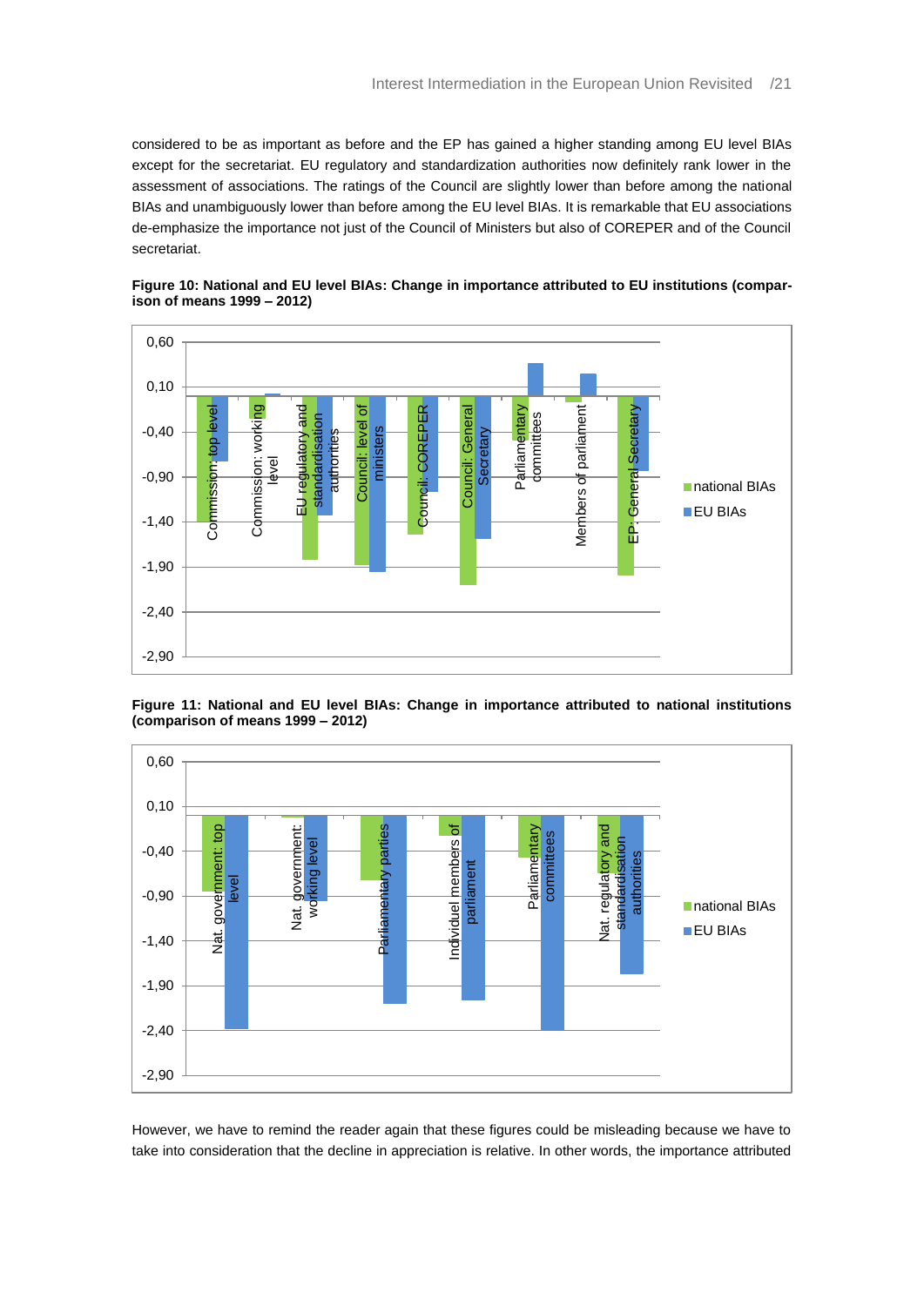considered to be as important as before and the EP has gained a higher standing among EU level BIAs except for the secretariat. EU regulatory and standardization authorities now definitely rank lower in the assessment of associations. The ratings of the Council are slightly lower than before among the national BIAs and unambiguously lower than before among the EU level BIAs. It is remarkable that EU associations de-emphasize the importance not just of the Council of Ministers but also of COREPER and of the Council secretariat.

**Figure 10: National and EU level BIAs: Change in importance attributed to EU institutions (comparison of means 1999 – 2012)**

**Figure 11: National and EU level BIAs: Change in importance attributed to national institutions (comparison of means 1999 – 2012)**

However, we have to remind the reader again that these figures could be misleading because we have to take into consideration that the decline in appreciation is relative. In other words, the importance attributed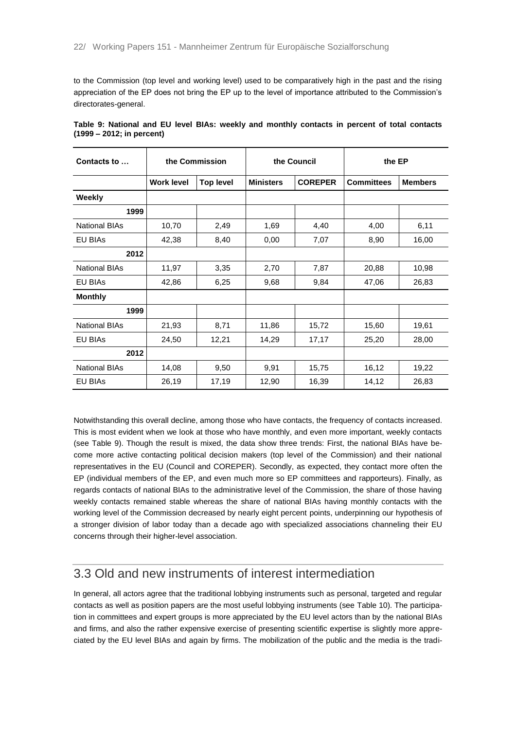to the Commission (top level and working level) used to be comparatively high in the past and the rising appreciation of the EP does not bring the EP up to the level of importance attributed to the Commission's directorates-general.

**Table 9: National and EU level BIAs: weekly and monthly contacts in percent of total contacts (1999 – 2012; in percent)**

| Contacts to … | the Commission | | the Council | | the EP | |
|---|---|---|---|---|---|---|
| | **Work level** | **Top level** | **Ministers** | **COREPER** | **Committees** | **Members** |
| **Weekly** | | | | | | |
| **1999** | | | | | | |
| National BIAs | 10,70 | 2,49 | 1,69 | 4,40 | 4,00 | 6,11 |
| EU BIAs | 42,38 | 8,40 | 0,00 | 7,07 | 8,90 | 16,00 |
| **2012** | | | | | | |
| National BIAs | 11,97 | 3,35 | 2,70 | 7,87 | 20,88 | 10,98 |
| EU BIAs | 42,86 | 6,25 | 9,68 | 9,84 | 47,06 | 26,83 |
| **Monthly** | | | | | | |
| **1999** | | | | | | |
| National BIAs | 21,93 | 8,71 | 11,86 | 15,72 | 15,60 | 19,61 |
| EU BIAs | 24,50 | 12,21 | 14,29 | 17,17 | 25,20 | 28,00 |
| **2012** | | | | | | |
| National BIAs | 14,08 | 9,50 | 9,91 | 15,75 | 16,12 | 19,22 |
| EU BIAs | 26,19 | 17,19 | 12,90 | 16,39 | 14,12 | 26,83 |

Notwithstanding this overall decline, among those who have contacts, the frequency of contacts increased. This is most evident when we look at those who have monthly, and even more important, weekly contacts (see Table 9). Though the result is mixed, the data show three trends: First, the national BIAs have become more active contacting political decision makers (top level of the Commission) and their national representatives in the EU (Council and COREPER). Secondly, as expected, they contact more often the EP (individual members of the EP, and even much more so EP committees and rapporteurs). Finally, as regards contacts of national BIAs to the administrative level of the Commission, the share of those having weekly contacts remained stable whereas the share of national BIAs having monthly contacts with the working level of the Commission decreased by nearly eight percent points, underpinning our hypothesis of a stronger division of labor today than a decade ago with specialized associations channeling their EU concerns through their higher-level association.

## 3.3 Old and new instruments of interest intermediation

In general, all actors agree that the traditional lobbying instruments such as personal, targeted and regular contacts as well as position papers are the most useful lobbying instruments (see Table 10). The participation in committees and expert groups is more appreciated by the EU level actors than by the national BIAs and firms, and also the rather expensive exercise of presenting scientific expertise is slightly more appreciated by the EU level BIAs and again by firms. The mobilization of the public and the media is the tradi-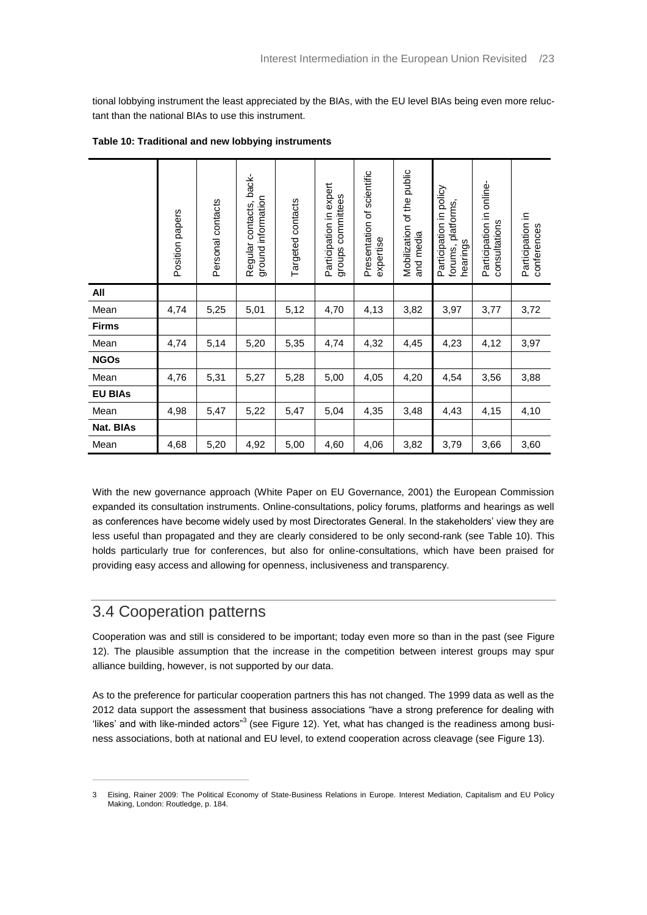tional lobbying instrument the least appreciated by the BIAs, with the EU level BIAs being even more reluctant than the national BIAs to use this instrument.

**Table 10: Traditional and new lobbying instruments**

| | Position papers | Personal contacts | Regular contacts, background information | Targeted contacts | Participation in expert groups committees | Presentation of scientific expertise | Mobilization of the public and media | Participation in policy forums, platforms, hearings | Participation in online-consultations | Participation in conferences |
|---|---|---|---|---|---|---|---|---|---|---|
| **All** | | | | | | | | | | |
| Mean | 4,74 | 5,25 | 5,01 | 5,12 | 4,70 | 4,13 | 3,82 | 3,97 | 3,77 | 3,72 |
| **Firms** | | | | | | | | | | |
| Mean | 4,74 | 5,14 | 5,20 | 5,35 | 4,74 | 4,32 | 4,45 | 4,23 | 4,12 | 3,97 |
| **NGOs** | | | | | | | | | | |
| Mean | 4,76 | 5,31 | 5,27 | 5,28 | 5,00 | 4,05 | 4,20 | 4,54 | 3,56 | 3,88 |
| **EU BIAs** | | | | | | | | | | |
| Mean | 4,98 | 5,47 | 5,22 | 5,47 | 5,04 | 4,35 | 3,48 | 4,43 | 4,15 | 4,10 |
| **Nat. BIAs** | | | | | | | | | | |
| Mean | 4,68 | 5,20 | 4,92 | 5,00 | 4,60 | 4,06 | 3,82 | 3,79 | 3,66 | 3,60 |

With the new governance approach (White Paper on EU Governance, 2001) the European Commission expanded its consultation instruments. Online-consultations, policy forums, platforms and hearings as well as conferences have become widely used by most Directorates General. In the stakeholders' view they are less useful than propagated and they are clearly considered to be only second-rank (see Table 10). This holds particularly true for conferences, but also for online-consultations, which have been praised for providing easy access and allowing for openness, inclusiveness and transparency.

## 3.4 Cooperation patterns

Cooperation was and still is considered to be important; today even more so than in the past (see Figure 12). The plausible assumption that the increase in the competition between interest groups may spur alliance building, however, is not supported by our data.

As to the preference for particular cooperation partners this has not changed. The 1999 data as well as the 2012 data support the assessment that business associations "have a strong preference for dealing with 'likes' and with like-minded actors"[3] (see Figure 12). Yet, what has changed is the readiness among business associations, both at national and EU level, to extend cooperation across cleavage (see Figure 13).

---

3 Eising, Rainer 2009: The Political Economy of State-Business Relations in Europe. Interest Mediation, Capitalism and EU Policy Making, London: Routledge, p. 184.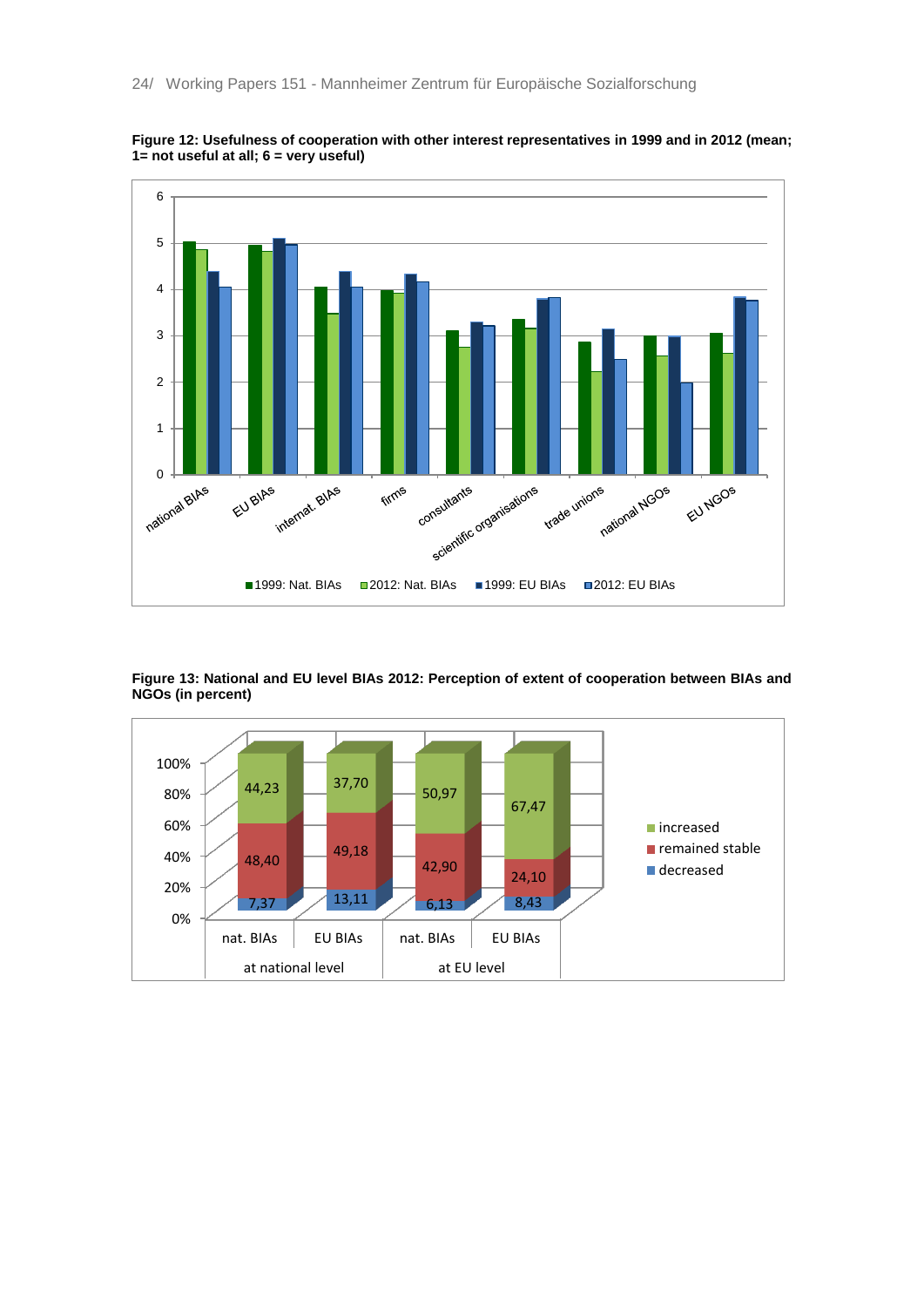**Figure 12: Usefulness of cooperation with other interest representatives in 1999 and in 2012 (mean; 1= not useful at all; 6 = very useful)**

**Figure 13: National and EU level BIAs 2012: Perception of extent of cooperation between BIAs and NGOs (in percent)**

| | at national level | | at EU level | |
|---|---|---|---|---|
| | nat. BIAs | EU BIAs | nat. BIAs | EU BIAs |
| increased | 44,23 | 37,70 | 50,97 | 67,47 |
| remained stable | 48,40 | 49,18 | 42,90 | 24,10 |
| decreased | 7,37 | 13,11 | 6,13 | 8,43 |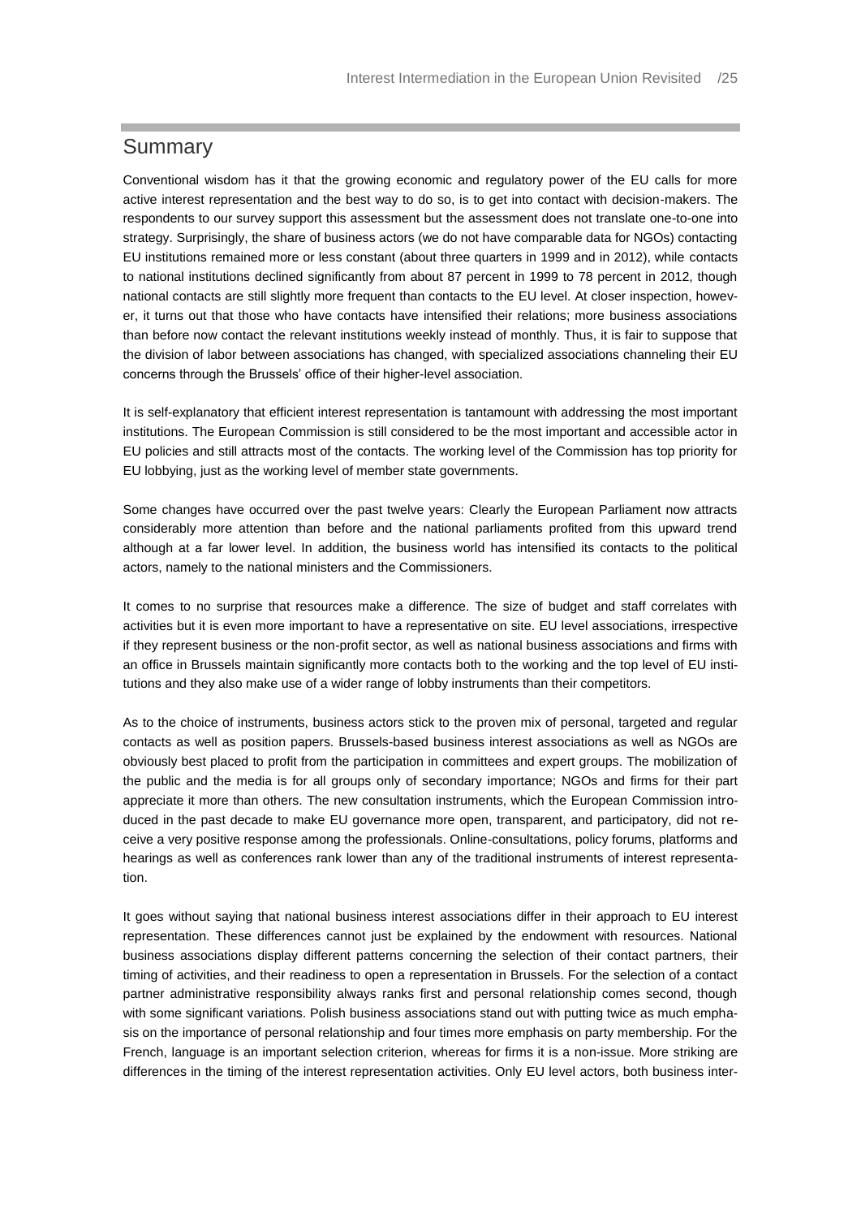## Summary

Conventional wisdom has it that the growing economic and regulatory power of the EU calls for more active interest representation and the best way to do so, is to get into contact with decision-makers. The respondents to our survey support this assessment but the assessment does not translate one-to-one into strategy. Surprisingly, the share of business actors (we do not have comparable data for NGOs) contacting EU institutions remained more or less constant (about three quarters in 1999 and in 2012), while contacts to national institutions declined significantly from about 87 percent in 1999 to 78 percent in 2012, though national contacts are still slightly more frequent than contacts to the EU level. At closer inspection, however, it turns out that those who have contacts have intensified their relations; more business associations than before now contact the relevant institutions weekly instead of monthly. Thus, it is fair to suppose that the division of labor between associations has changed, with specialized associations channeling their EU concerns through the Brussels' office of their higher-level association.

It is self-explanatory that efficient interest representation is tantamount with addressing the most important institutions. The European Commission is still considered to be the most important and accessible actor in EU policies and still attracts most of the contacts. The working level of the Commission has top priority for EU lobbying, just as the working level of member state governments.

Some changes have occurred over the past twelve years: Clearly the European Parliament now attracts considerably more attention than before and the national parliaments profited from this upward trend although at a far lower level. In addition, the business world has intensified its contacts to the political actors, namely to the national ministers and the Commissioners.

It comes to no surprise that resources make a difference. The size of budget and staff correlates with activities but it is even more important to have a representative on site. EU level associations, irrespective if they represent business or the non-profit sector, as well as national business associations and firms with an office in Brussels maintain significantly more contacts both to the working and the top level of EU institutions and they also make use of a wider range of lobby instruments than their competitors.

As to the choice of instruments, business actors stick to the proven mix of personal, targeted and regular contacts as well as position papers. Brussels-based business interest associations as well as NGOs are obviously best placed to profit from the participation in committees and expert groups. The mobilization of the public and the media is for all groups only of secondary importance; NGOs and firms for their part appreciate it more than others. The new consultation instruments, which the European Commission introduced in the past decade to make EU governance more open, transparent, and participatory, did not receive a very positive response among the professionals. Online-consultations, policy forums, platforms and hearings as well as conferences rank lower than any of the traditional instruments of interest representation.

It goes without saying that national business interest associations differ in their approach to EU interest representation. These differences cannot just be explained by the endowment with resources. National business associations display different patterns concerning the selection of their contact partners, their timing of activities, and their readiness to open a representation in Brussels. For the selection of a contact partner administrative responsibility always ranks first and personal relationship comes second, though with some significant variations. Polish business associations stand out with putting twice as much emphasis on the importance of personal relationship and four times more emphasis on party membership. For the French, language is an important selection criterion, whereas for firms it is a non-issue. More striking are differences in the timing of the interest representation activities. Only EU level actors, both business inter-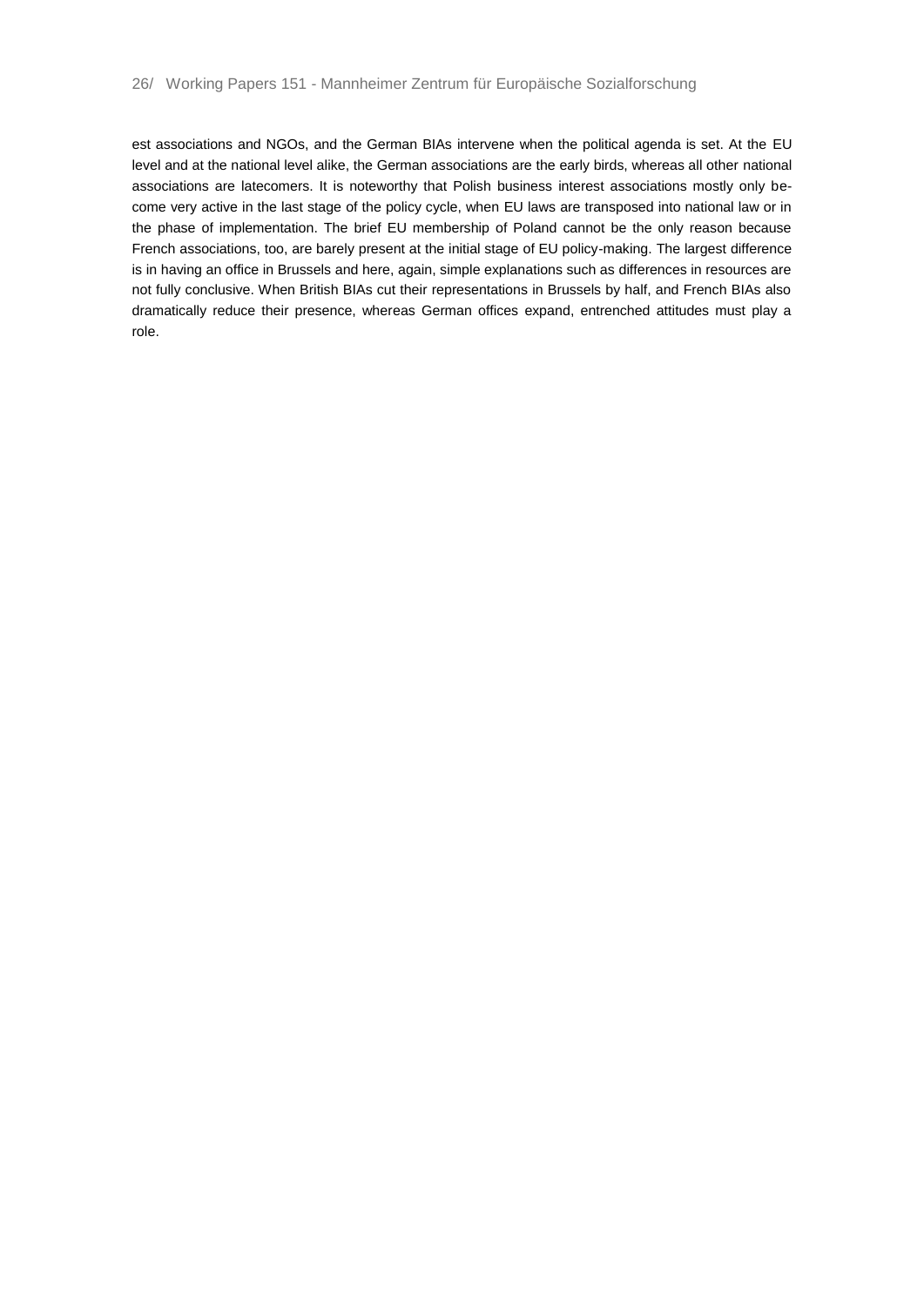est associations and NGOs, and the German BIAs intervene when the political agenda is set. At the EU level and at the national level alike, the German associations are the early birds, whereas all other national associations are latecomers. It is noteworthy that Polish business interest associations mostly only become very active in the last stage of the policy cycle, when EU laws are transposed into national law or in the phase of implementation. The brief EU membership of Poland cannot be the only reason because French associations, too, are barely present at the initial stage of EU policy-making. The largest difference is in having an office in Brussels and here, again, simple explanations such as differences in resources are not fully conclusive. When British BIAs cut their representations in Brussels by half, and French BIAs also dramatically reduce their presence, whereas German offices expand, entrenched attitudes must play a role.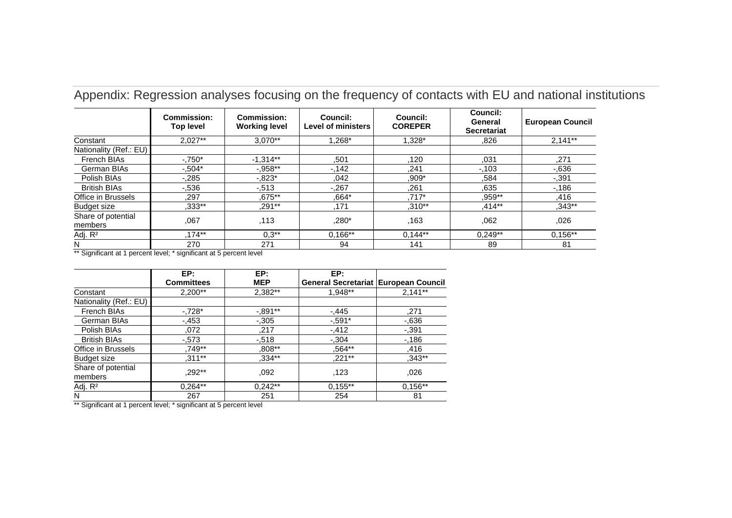## Appendix: Regression analyses focusing on the frequency of contacts with EU and national institutions

| | Commission: Top level | Commission: Working level | Council: Level of ministers | Council: COREPER | Council: General Secretariat | European Council |
|---|---|---|---|---|---|---|
| Constant | 2,027** | 3,070** | 1,268* | 1,328* | ,826 | 2,141** |
| Nationality (Ref.: EU) | | | | | | |
| French BIAs | -,750* | -1,314** | ,501 | ,120 | ,031 | ,271 |
| German BIAs | -,504* | -,958** | -,142 | ,241 | -,103 | -,636 |
| Polish BIAs | -,285 | -,823* | ,042 | ,909* | ,584 | -,391 |
| British BIAs | -,536 | -,513 | -,267 | ,261 | ,635 | -,186 |
| Office in Brussels | ,297 | ,675** | ,664* | ,717* | ,959** | ,416 |
| Budget size | ,333** | ,291** | ,171 | ,310** | ,414** | ,343** |
| Share of potential members | ,067 | ,113 | ,280* | ,163 | ,062 | ,026 |
| Adj. R² | ,174** | 0,3** | 0,166** | 0,144** | 0,249** | 0,156** |
| N | 270 | 271 | 94 | 141 | 89 | 81 |

** Significant at 1 percent level; * significant at 5 percent level

| | EP: Committees | EP: MEP | EP: General Secretariat | European Council |
|---|---|---|---|---|
| Constant | 2,200** | 2,382** | 1,948** | 2,141** |
| Nationality (Ref.: EU) | | | | |
| French BIAs | -,728* | -,891** | -,445 | ,271 |
| German BIAs | -,453 | -,305 | -,591* | -,636 |
| Polish BIAs | ,072 | ,217 | -,412 | -,391 |
| British BIAs | -,573 | -,518 | -,304 | -,186 |
| Office in Brussels | ,749** | ,808** | ,564** | ,416 |
| Budget size | ,311** | ,334** | ,221** | ,343** |
| Share of potential members | ,292** | ,092 | ,123 | ,026 |
| Adj. R² | 0,264** | 0,242** | 0,155** | 0,156** |
| N | 267 | 251 | 254 | 81 |

** Significant at 1 percent level; * significant at 5 percent level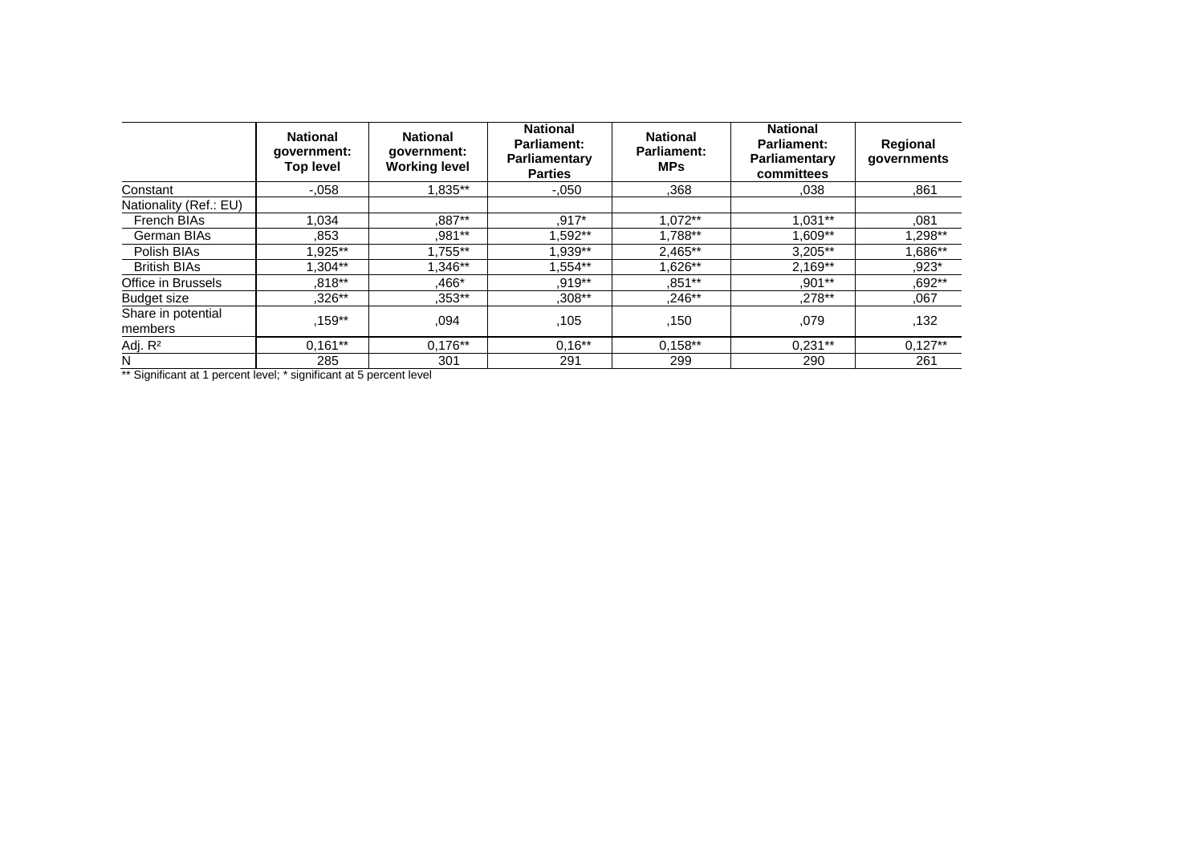| | **National government: Top level** | **National government: Working level** | **National Parliament: Parliamentary Parties** | **National Parliament: MPs** | **National Parliament: Parliamentary committees** | **Regional governments** |
|---|---|---|---|---|---|---|
| Constant | -,058 | 1,835** | -,050 | ,368 | ,038 | ,861 |
| Nationality (Ref.: EU) | | | | | | |
| French BIAs | 1,034 | ,887** | ,917* | 1,072** | 1,031** | ,081 |
| German BIAs | ,853 | ,981** | 1,592** | 1,788** | 1,609** | 1,298** |
| Polish BIAs | 1,925** | 1,755** | 1,939** | 2,465** | 3,205** | 1,686** |
| British BIAs | 1,304** | 1,346** | 1,554** | 1,626** | 2,169** | ,923* |
| Office in Brussels | ,818** | ,466* | ,919** | ,851** | ,901** | ,692** |
| Budget size | ,326** | ,353** | ,308** | ,246** | ,278** | ,067 |
| Share in potential members | ,159** | ,094 | ,105 | ,150 | ,079 | ,132 |
| Adj. $R^2$ | 0,161** | 0,176** | 0,16** | 0,158** | 0,231** | 0,127** |
| N | 285 | 301 | 291 | 299 | 290 | 261 |

** Significant at 1 percent level; * significant at 5 percent level